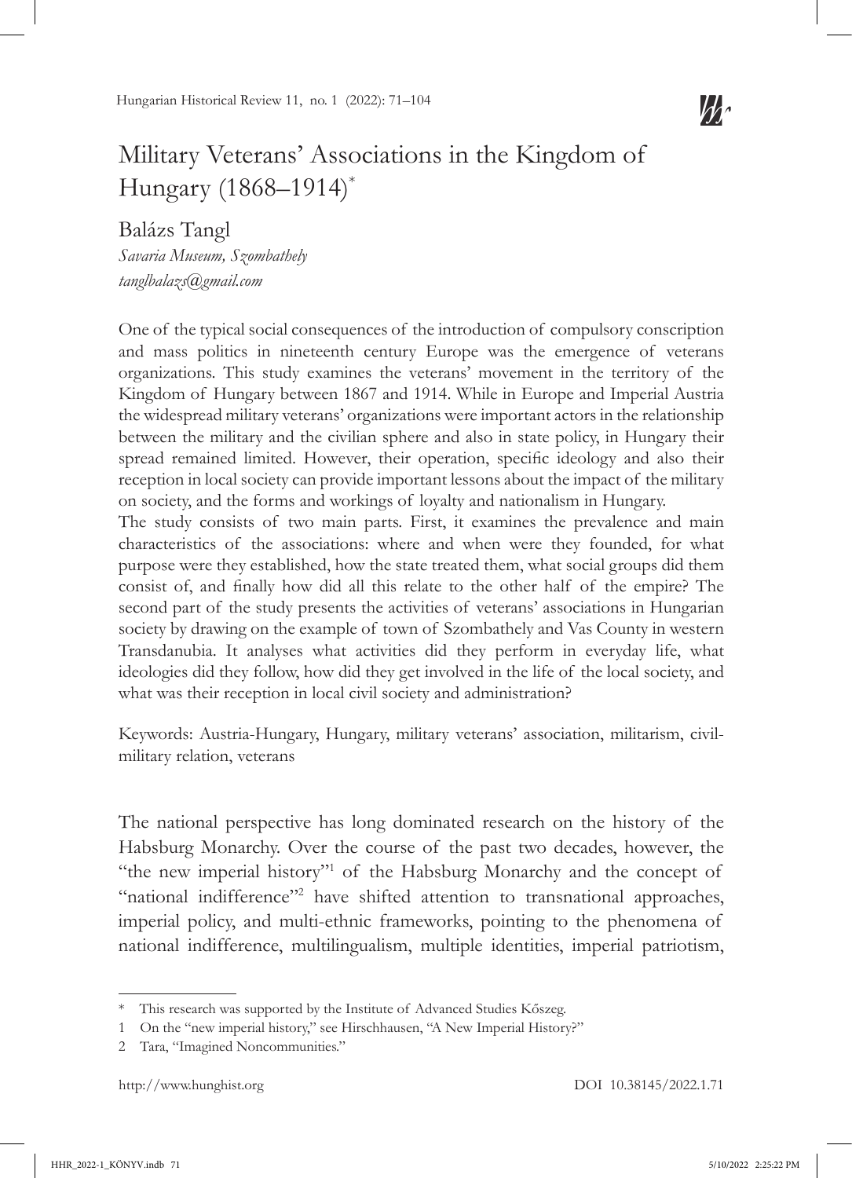# Military Veterans' Associations in the Kingdom of Hungary (1868–1914)*

Balázs Tangl

*Savaria Museum, Szombathely*

*tanglbalazs@gmail.com*

One of the typical social consequences of the introduction of compulsory conscription and mass politics in nineteenth century Europe was the emergence of veterans organizations. This study examines the veterans' movement in the territory of the Kingdom of Hungary between 1867 and 1914. While in Europe and Imperial Austria the widespread military veterans' organizations were important actors in the relationship between the military and the civilian sphere and also in state policy, in Hungary their spread remained limited. However, their operation, specific ideology and also their reception in local society can provide important lessons about the impact of the military on society, and the forms and workings of loyalty and nationalism in Hungary.

The study consists of two main parts. First, it examines the prevalence and main characteristics of the associations: where and when were they founded, for what purpose were they established, how the state treated them, what social groups did them consist of, and finally how did all this relate to the other half of the empire? The second part of the study presents the activities of veterans' associations in Hungarian society by drawing on the example of town of Szombathely and Vas County in western Transdanubia. It analyses what activities did they perform in everyday life, what ideologies did they follow, how did they get involved in the life of the local society, and what was their reception in local civil society and administration?

Keywords: Austria-Hungary, Hungary, military veterans' association, militarism, civil-military relation, veterans

The national perspective has long dominated research on the history of the Habsburg Monarchy. Over the course of the past two decades, however, the "the new imperial history"[1] of the Habsburg Monarchy and the concept of "national indifference"[2] have shifted attention to transnational approaches, imperial policy, and multi-ethnic frameworks, pointing to the phenomena of national indifference, multilingualism, multiple identities, imperial patriotism,

---

\* This research was supported by the Institute of Advanced Studies Kőszeg.

1 On the "new imperial history," see Hirschhausen, "A New Imperial History?"

2 Tara, "Imagined Noncommunities."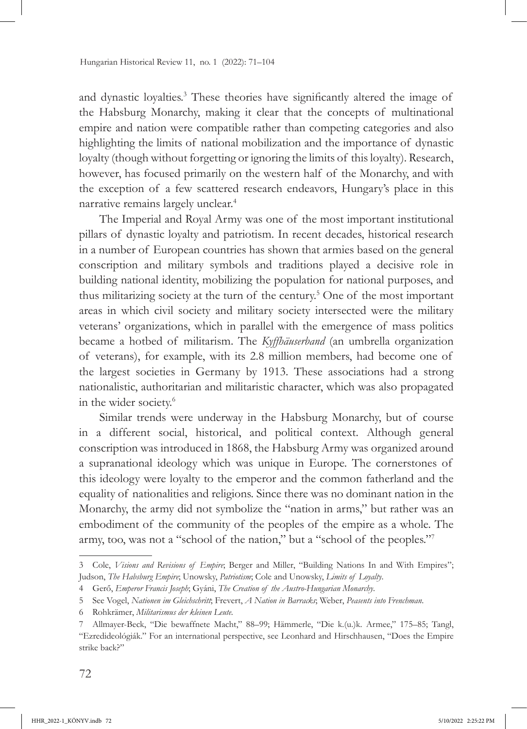and dynastic loyalties.[3] These theories have significantly altered the image of the Habsburg Monarchy, making it clear that the concepts of multinational empire and nation were compatible rather than competing categories and also highlighting the limits of national mobilization and the importance of dynastic loyalty (though without forgetting or ignoring the limits of this loyalty). Research, however, has focused primarily on the western half of the Monarchy, and with the exception of a few scattered research endeavors, Hungary's place in this narrative remains largely unclear.[4]

The Imperial and Royal Army was one of the most important institutional pillars of dynastic loyalty and patriotism. In recent decades, historical research in a number of European countries has shown that armies based on the general conscription and military symbols and traditions played a decisive role in building national identity, mobilizing the population for national purposes, and thus militarizing society at the turn of the century.[5] One of the most important areas in which civil society and military society intersected were the military veterans' organizations, which in parallel with the emergence of mass politics became a hotbed of militarism. The *Kyffhäuserband* (an umbrella organization of veterans), for example, with its 2.8 million members, had become one of the largest societies in Germany by 1913. These associations had a strong nationalistic, authoritarian and militaristic character, which was also propagated in the wider society.[6]

Similar trends were underway in the Habsburg Monarchy, but of course in a different social, historical, and political context. Although general conscription was introduced in 1868, the Habsburg Army was organized around a supranational ideology which was unique in Europe. The cornerstones of this ideology were loyalty to the emperor and the common fatherland and the equality of nationalities and religions. Since there was no dominant nation in the Monarchy, the army did not symbolize the "nation in arms," but rather was an embodiment of the community of the peoples of the empire as a whole. The army, too, was not a "school of the nation," but a "school of the peoples."[7]

---

3 Cole, *Visions and Revisions of Empire*; Berger and Miller, "Building Nations In and With Empires"; Judson, *The Habsburg Empire*; Unowsky, *Patriotism*; Cole and Unowsky, *Limits of Loyalty*.

4 Gerő, *Emperor Francis Joseph*; Gyáni, *The Creation of the Austro-Hungarian Monarchy*.

5 See Vogel, *Nationen im Gleichschritt*; Frevert, *A Nation in Barracks*; Weber, *Peasents into Frenchman*.

6 Rohkrämer, *Militarismus der kleinen Leute*.

7 Allmayer-Beck, "Die bewaffnete Macht," 88–99; Hämmerle, "Die k.(u.)k. Armee," 175–85; Tangl, "Ezredideológiák." For an international perspective, see Leonhard and Hirschhausen, "Does the Empire strike back?"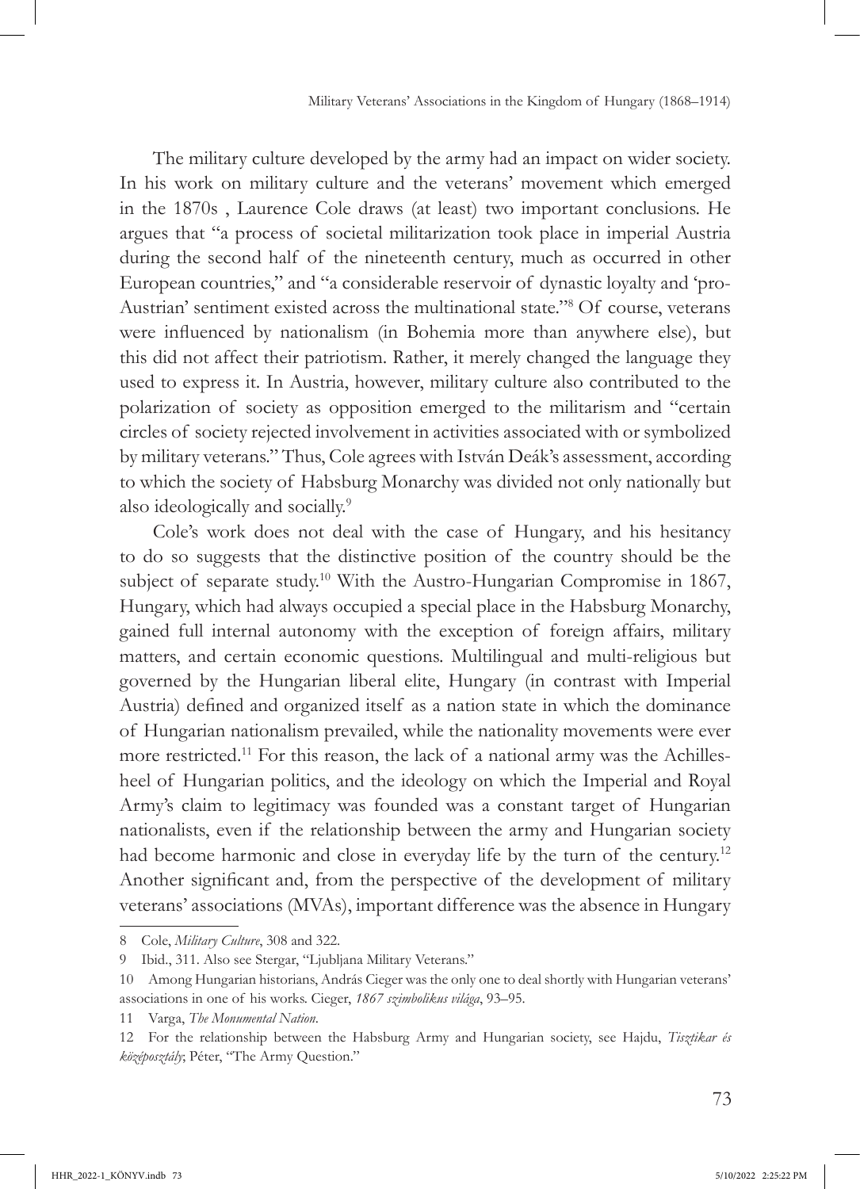The military culture developed by the army had an impact on wider society. In his work on military culture and the veterans' movement which emerged in the 1870s , Laurence Cole draws (at least) two important conclusions. He argues that "a process of societal militarization took place in imperial Austria during the second half of the nineteenth century, much as occurred in other European countries," and "a considerable reservoir of dynastic loyalty and 'pro-Austrian' sentiment existed across the multinational state."[8] Of course, veterans were influenced by nationalism (in Bohemia more than anywhere else), but this did not affect their patriotism. Rather, it merely changed the language they used to express it. In Austria, however, military culture also contributed to the polarization of society as opposition emerged to the militarism and "certain circles of society rejected involvement in activities associated with or symbolized by military veterans." Thus, Cole agrees with István Deák's assessment, according to which the society of Habsburg Monarchy was divided not only nationally but also ideologically and socially.[9]

Cole's work does not deal with the case of Hungary, and his hesitancy to do so suggests that the distinctive position of the country should be the subject of separate study.[10] With the Austro-Hungarian Compromise in 1867, Hungary, which had always occupied a special place in the Habsburg Monarchy, gained full internal autonomy with the exception of foreign affairs, military matters, and certain economic questions. Multilingual and multi-religious but governed by the Hungarian liberal elite, Hungary (in contrast with Imperial Austria) defined and organized itself as a nation state in which the dominance of Hungarian nationalism prevailed, while the nationality movements were ever more restricted.[11] For this reason, the lack of a national army was the Achilles-heel of Hungarian politics, and the ideology on which the Imperial and Royal Army's claim to legitimacy was founded was a constant target of Hungarian nationalists, even if the relationship between the army and Hungarian society had become harmonic and close in everyday life by the turn of the century.[12] Another significant and, from the perspective of the development of military veterans' associations (MVAs), important difference was the absence in Hungary

---

8 Cole, *Military Culture*, 308 and 322.

9 Ibid., 311. Also see Stergar, "Ljubljana Military Veterans."

10 Among Hungarian historians, András Cieger was the only one to deal shortly with Hungarian veterans' associations in one of his works. Cieger, *1867 szimbolikus világa*, 93–95.

11 Varga, *The Monumental Nation*.

12 For the relationship between the Habsburg Army and Hungarian society, see Hajdu, *Tisztikar és középosztály*; Péter, "The Army Question."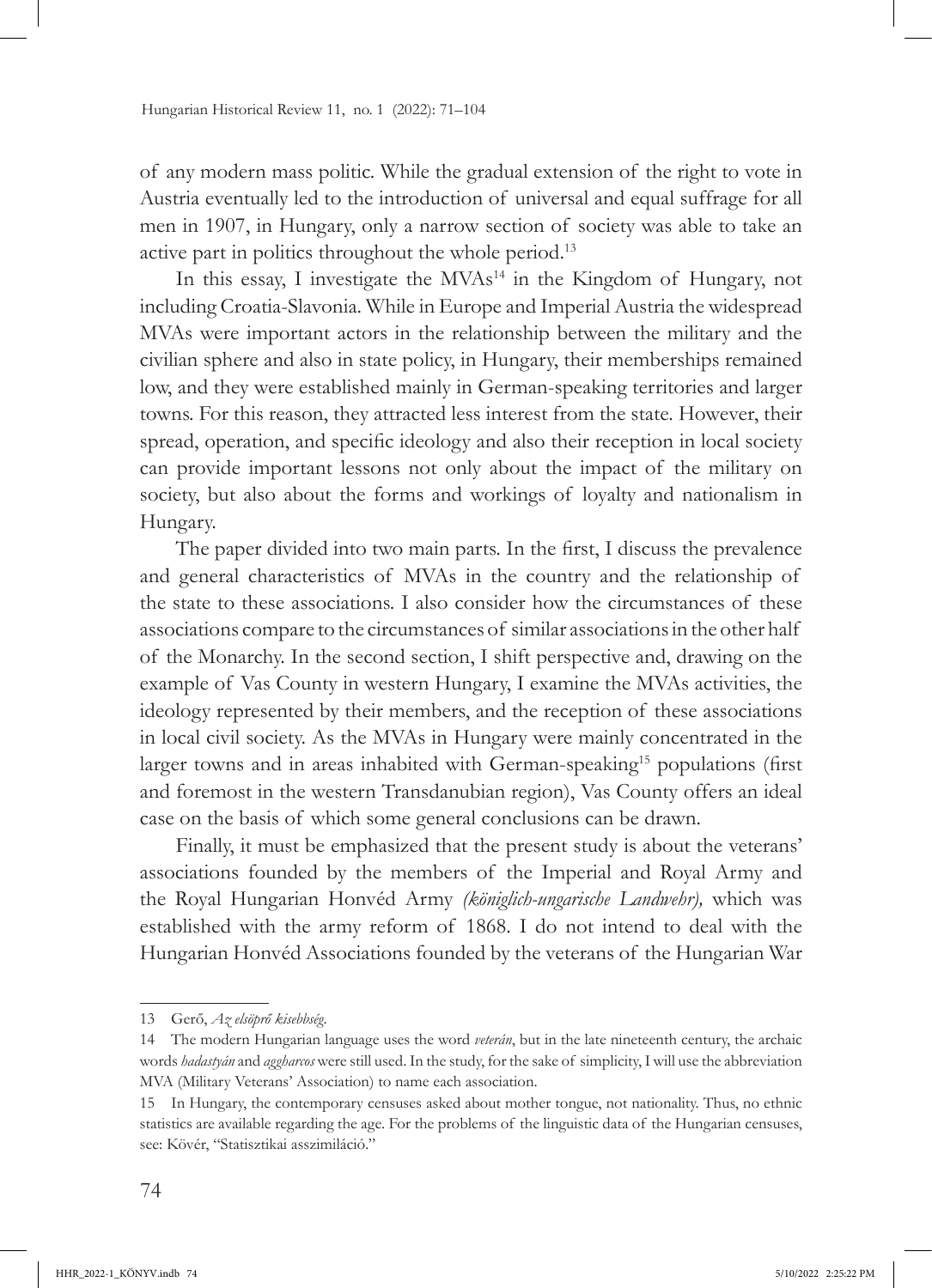of any modern mass politic. While the gradual extension of the right to vote in Austria eventually led to the introduction of universal and equal suffrage for all men in 1907, in Hungary, only a narrow section of society was able to take an active part in politics throughout the whole period.[13]

In this essay, I investigate the MVAs[14] in the Kingdom of Hungary, not including Croatia-Slavonia. While in Europe and Imperial Austria the widespread MVAs were important actors in the relationship between the military and the civilian sphere and also in state policy, in Hungary, their memberships remained low, and they were established mainly in German-speaking territories and larger towns. For this reason, they attracted less interest from the state. However, their spread, operation, and specific ideology and also their reception in local society can provide important lessons not only about the impact of the military on society, but also about the forms and workings of loyalty and nationalism in Hungary.

The paper divided into two main parts. In the first, I discuss the prevalence and general characteristics of MVAs in the country and the relationship of the state to these associations. I also consider how the circumstances of these associations compare to the circumstances of similar associations in the other half of the Monarchy. In the second section, I shift perspective and, drawing on the example of Vas County in western Hungary, I examine the MVAs activities, the ideology represented by their members, and the reception of these associations in local civil society. As the MVAs in Hungary were mainly concentrated in the larger towns and in areas inhabited with German-speaking[15] populations (first and foremost in the western Transdanubian region), Vas County offers an ideal case on the basis of which some general conclusions can be drawn.

Finally, it must be emphasized that the present study is about the veterans' associations founded by the members of the Imperial and Royal Army and the Royal Hungarian Honvéd Army *(königlich-ungarische Landwehr),* which was established with the army reform of 1868. I do not intend to deal with the Hungarian Honvéd Associations founded by the veterans of the Hungarian War

---

13 Gerő, *Az elsöprő kisebbség*.

14 The modern Hungarian language uses the word *veterán*, but in the late nineteenth century, the archaic words *hadastyán* and *aggharcos* were still used. In the study, for the sake of simplicity, I will use the abbreviation MVA (Military Veterans' Association) to name each association.

15 In Hungary, the contemporary censuses asked about mother tongue, not nationality. Thus, no ethnic statistics are available regarding the age. For the problems of the linguistic data of the Hungarian censuses, see: Kövér, "Statisztikai asszimiláció."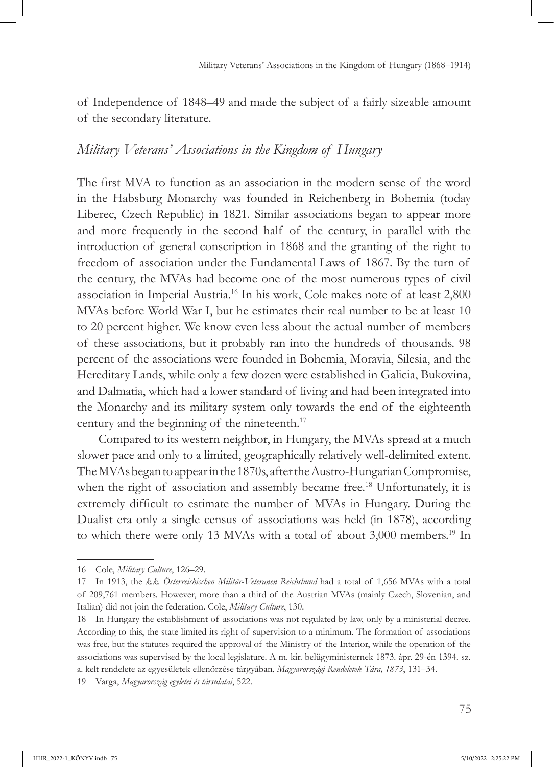of Independence of 1848–49 and made the subject of a fairly sizeable amount of the secondary literature.

## *Military Veterans' Associations in the Kingdom of Hungary*

The first MVA to function as an association in the modern sense of the word in the Habsburg Monarchy was founded in Reichenberg in Bohemia (today Liberec, Czech Republic) in 1821. Similar associations began to appear more and more frequently in the second half of the century, in parallel with the introduction of general conscription in 1868 and the granting of the right to freedom of association under the Fundamental Laws of 1867. By the turn of the century, the MVAs had become one of the most numerous types of civil association in Imperial Austria.[16] In his work, Cole makes note of at least 2,800 MVAs before World War I, but he estimates their real number to be at least 10 to 20 percent higher. We know even less about the actual number of members of these associations, but it probably ran into the hundreds of thousands. 98 percent of the associations were founded in Bohemia, Moravia, Silesia, and the Hereditary Lands, while only a few dozen were established in Galicia, Bukovina, and Dalmatia, which had a lower standard of living and had been integrated into the Monarchy and its military system only towards the end of the eighteenth century and the beginning of the nineteenth.[17]

Compared to its western neighbor, in Hungary, the MVAs spread at a much slower pace and only to a limited, geographically relatively well-delimited extent. The MVAs began to appear in the 1870s, after the Austro-Hungarian Compromise, when the right of association and assembly became free.[18] Unfortunately, it is extremely difficult to estimate the number of MVAs in Hungary. During the Dualist era only a single census of associations was held (in 1878), according to which there were only 13 MVAs with a total of about 3,000 members.[19] In

---

16 Cole, *Military Culture*, 126–29.

17 In 1913, the *k.k. Österreichischen Militär-Veteranen Reichsbund* had a total of 1,656 MVAs with a total of 209,761 members. However, more than a third of the Austrian MVAs (mainly Czech, Slovenian, and Italian) did not join the federation. Cole, *Military Culture*, 130.

18 In Hungary the establishment of associations was not regulated by law, only by a ministerial decree. According to this, the state limited its right of supervision to a minimum. The formation of associations was free, but the statutes required the approval of the Ministry of the Interior, while the operation of the associations was supervised by the local legislature. A m. kir. belügyministernek 1873. ápr. 29-én 1394. sz. a. kelt rendelete az egyesületek ellenőrzése tárgyában, *Magyarországi Rendeletek Tára, 1873*, 131–34.

19 Varga, *Magyarország egyletei és társulatai*, 522.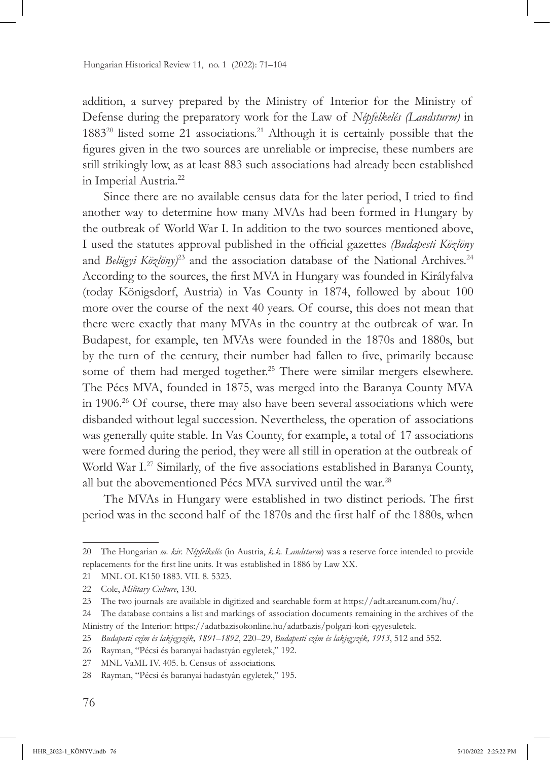addition, a survey prepared by the Ministry of Interior for the Ministry of Defense during the preparatory work for the Law of *Népfelkelés (Landsturm)* in 1883[20] listed some 21 associations.[21] Although it is certainly possible that the figures given in the two sources are unreliable or imprecise, these numbers are still strikingly low, as at least 883 such associations had already been established in Imperial Austria.[22]

Since there are no available census data for the later period, I tried to find another way to determine how many MVAs had been formed in Hungary by the outbreak of World War I. In addition to the two sources mentioned above, I used the statutes approval published in the official gazettes *(Budapesti Közlöny* and *Belügyi Közlöny)*[23] and the association database of the National Archives.[24] According to the sources, the first MVA in Hungary was founded in Királyfalva (today Königsdorf, Austria) in Vas County in 1874, followed by about 100 more over the course of the next 40 years. Of course, this does not mean that there were exactly that many MVAs in the country at the outbreak of war. In Budapest, for example, ten MVAs were founded in the 1870s and 1880s, but by the turn of the century, their number had fallen to five, primarily because some of them had merged together.[25] There were similar mergers elsewhere. The Pécs MVA, founded in 1875, was merged into the Baranya County MVA in 1906.[26] Of course, there may also have been several associations which were disbanded without legal succession. Nevertheless, the operation of associations was generally quite stable. In Vas County, for example, a total of 17 associations were formed during the period, they were all still in operation at the outbreak of World War I.[27] Similarly, of the five associations established in Baranya County, all but the abovementioned Pécs MVA survived until the war.[28]

The MVAs in Hungary were established in two distinct periods. The first period was in the second half of the 1870s and the first half of the 1880s, when

---

20 The Hungarian *m. kir. Népfelkelés* (in Austria, *k.k. Landsturm*) was a reserve force intended to provide replacements for the first line units. It was established in 1886 by Law XX.

21 MNL OL K150 1883. VII. 8. 5323.

22 Cole, *Military Culture*, 130.

23 The two journals are available in digitized and searchable form at https://adt.arcanum.com/hu/.

24 The database contains a list and markings of association documents remaining in the archives of the Ministry of the Interior: https://adatbazisokonline.hu/adatbazis/polgari-kori-egyesuletek.

25 *Budapesti czím és lakjegyzék, 1891–1892*, 220–29, *Budapesti czím és lakjegyzék, 1913*, 512 and 552.

26 Rayman, "Pécsi és baranyai hadastyán egyletek," 192.

27 MNL VaML IV. 405. b. Census of associations.

28 Rayman, "Pécsi és baranyai hadastyán egyletek," 195.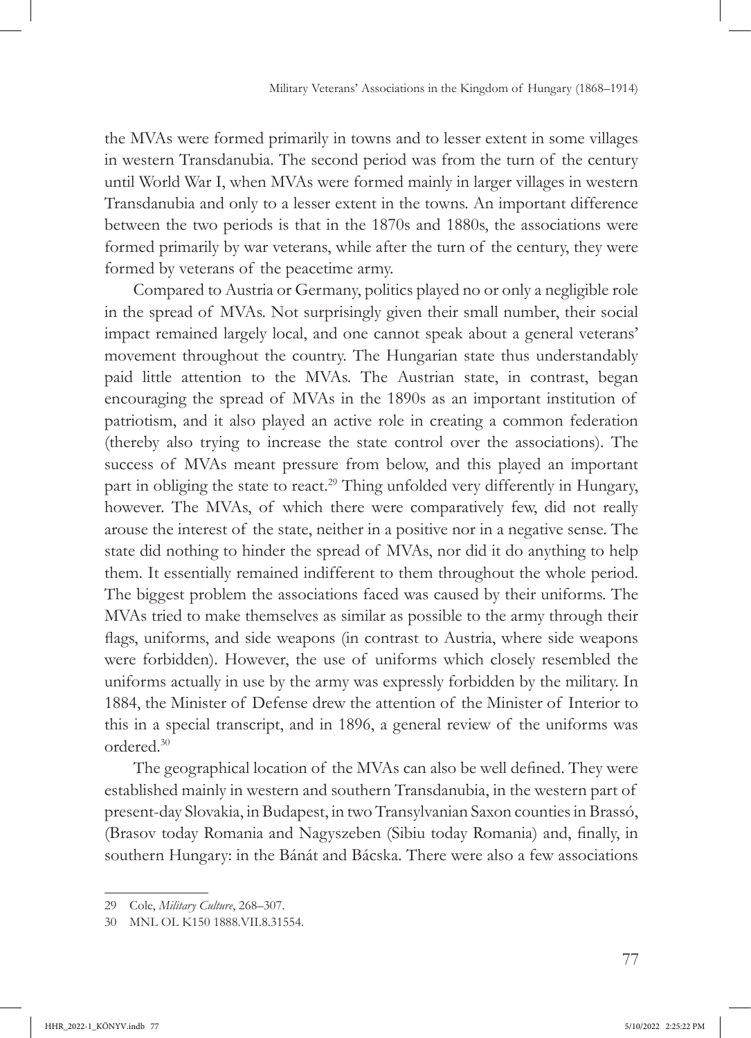the MVAs were formed primarily in towns and to lesser extent in some villages in western Transdanubia. The second period was from the turn of the century until World War I, when MVAs were formed mainly in larger villages in western Transdanubia and only to a lesser extent in the towns. An important difference between the two periods is that in the 1870s and 1880s, the associations were formed primarily by war veterans, while after the turn of the century, they were formed by veterans of the peacetime army.

Compared to Austria or Germany, politics played no or only a negligible role in the spread of MVAs. Not surprisingly given their small number, their social impact remained largely local, and one cannot speak about a general veterans' movement throughout the country. The Hungarian state thus understandably paid little attention to the MVAs. The Austrian state, in contrast, began encouraging the spread of MVAs in the 1890s as an important institution of patriotism, and it also played an active role in creating a common federation (thereby also trying to increase the state control over the associations). The success of MVAs meant pressure from below, and this played an important part in obliging the state to react.[29] Thing unfolded very differently in Hungary, however. The MVAs, of which there were comparatively few, did not really arouse the interest of the state, neither in a positive nor in a negative sense. The state did nothing to hinder the spread of MVAs, nor did it do anything to help them. It essentially remained indifferent to them throughout the whole period. The biggest problem the associations faced was caused by their uniforms. The MVAs tried to make themselves as similar as possible to the army through their flags, uniforms, and side weapons (in contrast to Austria, where side weapons were forbidden). However, the use of uniforms which closely resembled the uniforms actually in use by the army was expressly forbidden by the military. In 1884, the Minister of Defense drew the attention of the Minister of Interior to this in a special transcript, and in 1896, a general review of the uniforms was ordered.[30]

The geographical location of the MVAs can also be well defined. They were established mainly in western and southern Transdanubia, in the western part of present-day Slovakia, in Budapest, in two Transylvanian Saxon counties in Brassó, (Brasov today Romania and Nagyszeben (Sibiu today Romania) and, finally, in southern Hungary: in the Bánát and Bácska. There were also a few associations

---

29 Cole, *Military Culture*, 268–307.

30 MNL OL K150 1888.VII.8.31554.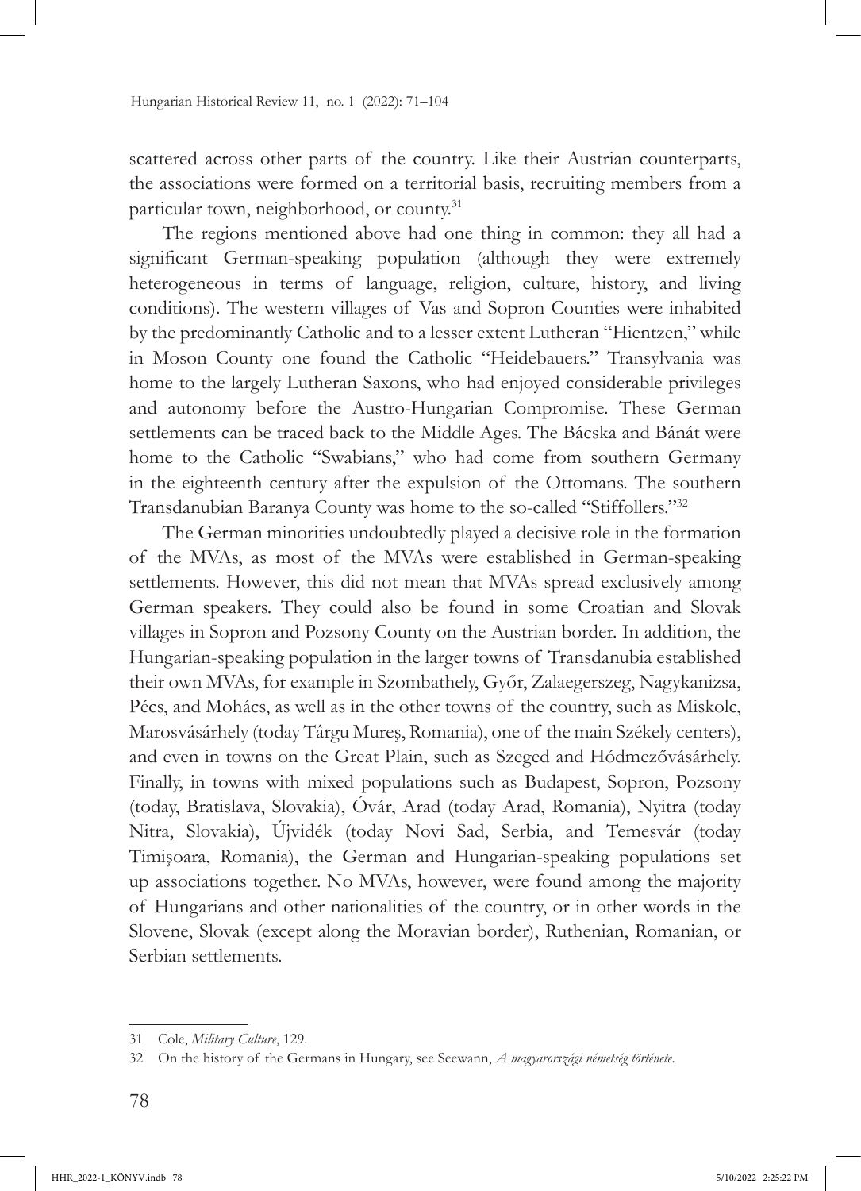scattered across other parts of the country. Like their Austrian counterparts, the associations were formed on a territorial basis, recruiting members from a particular town, neighborhood, or county.[31]

The regions mentioned above had one thing in common: they all had a significant German-speaking population (although they were extremely heterogeneous in terms of language, religion, culture, history, and living conditions). The western villages of Vas and Sopron Counties were inhabited by the predominantly Catholic and to a lesser extent Lutheran "Hientzen," while in Moson County one found the Catholic "Heidebauers." Transylvania was home to the largely Lutheran Saxons, who had enjoyed considerable privileges and autonomy before the Austro-Hungarian Compromise. These German settlements can be traced back to the Middle Ages. The Bácska and Bánát were home to the Catholic "Swabians," who had come from southern Germany in the eighteenth century after the expulsion of the Ottomans. The southern Transdanubian Baranya County was home to the so-called "Stiffollers."[32]

The German minorities undoubtedly played a decisive role in the formation of the MVAs, as most of the MVAs were established in German-speaking settlements. However, this did not mean that MVAs spread exclusively among German speakers. They could also be found in some Croatian and Slovak villages in Sopron and Pozsony County on the Austrian border. In addition, the Hungarian-speaking population in the larger towns of Transdanubia established their own MVAs, for example in Szombathely, Győr, Zalaegerszeg, Nagykanizsa, Pécs, and Mohács, as well as in the other towns of the country, such as Miskolc, Marosvásárhely (today Târgu Mureș, Romania), one of the main Székely centers), and even in towns on the Great Plain, such as Szeged and Hódmezővásárhely. Finally, in towns with mixed populations such as Budapest, Sopron, Pozsony (today, Bratislava, Slovakia), Óvár, Arad (today Arad, Romania), Nyitra (today Nitra, Slovakia), Újvidék (today Novi Sad, Serbia, and Temesvár (today Timișoara, Romania), the German and Hungarian-speaking populations set up associations together. No MVAs, however, were found among the majority of Hungarians and other nationalities of the country, or in other words in the Slovene, Slovak (except along the Moravian border), Ruthenian, Romanian, or Serbian settlements.

---

31 Cole, *Military Culture*, 129.

32 On the history of the Germans in Hungary, see Seewann, *A magyarországi németség története*.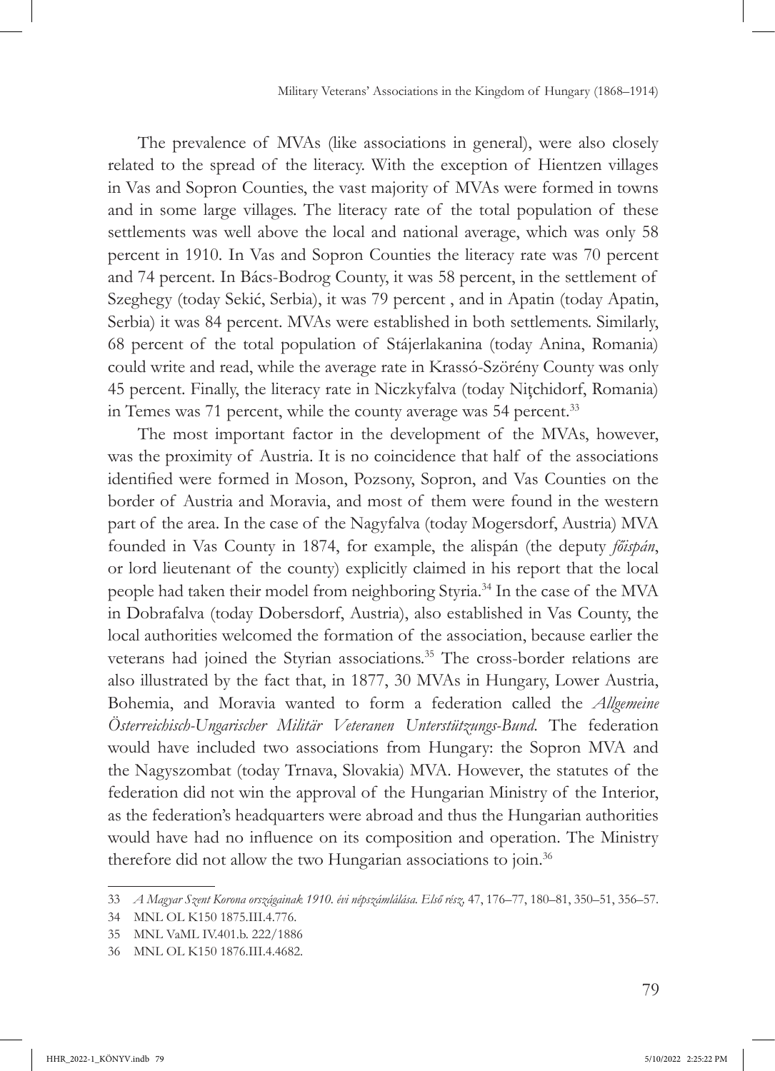The prevalence of MVAs (like associations in general), were also closely related to the spread of the literacy. With the exception of Hientzen villages in Vas and Sopron Counties, the vast majority of MVAs were formed in towns and in some large villages. The literacy rate of the total population of these settlements was well above the local and national average, which was only 58 percent in 1910. In Vas and Sopron Counties the literacy rate was 70 percent and 74 percent. In Bács-Bodrog County, it was 58 percent, in the settlement of Szeghegy (today Sekić, Serbia), it was 79 percent , and in Apatin (today Apatin, Serbia) it was 84 percent. MVAs were established in both settlements. Similarly, 68 percent of the total population of Stájerlakanina (today Anina, Romania) could write and read, while the average rate in Krassó-Szörény County was only 45 percent. Finally, the literacy rate in Niczkyfalva (today Niţchidorf, Romania) in Temes was 71 percent, while the county average was 54 percent.[33]

The most important factor in the development of the MVAs, however, was the proximity of Austria. It is no coincidence that half of the associations identified were formed in Moson, Pozsony, Sopron, and Vas Counties on the border of Austria and Moravia, and most of them were found in the western part of the area. In the case of the Nagyfalva (today Mogersdorf, Austria) MVA founded in Vas County in 1874, for example, the alispán (the deputy *főispán*, or lord lieutenant of the county) explicitly claimed in his report that the local people had taken their model from neighboring Styria.[34] In the case of the MVA in Dobrafalva (today Dobersdorf, Austria), also established in Vas County, the local authorities welcomed the formation of the association, because earlier the veterans had joined the Styrian associations.[35] The cross-border relations are also illustrated by the fact that, in 1877, 30 MVAs in Hungary, Lower Austria, Bohemia, and Moravia wanted to form a federation called the *Allgemeine Österreichisch-Ungarischer Militär Veteranen Unterstützungs-Bund*. The federation would have included two associations from Hungary: the Sopron MVA and the Nagyszombat (today Trnava, Slovakia) MVA. However, the statutes of the federation did not win the approval of the Hungarian Ministry of the Interior, as the federation's headquarters were abroad and thus the Hungarian authorities would have had no influence on its composition and operation. The Ministry therefore did not allow the two Hungarian associations to join.[36]

---

33 *A Magyar Szent Korona országainak 1910. évi népszámlálása. Első rész,* 47, 176–77, 180–81, 350–51, 356–57.

34 MNL OL K150 1875.III.4.776.

35 MNL VaML IV.401.b. 222/1886

36 MNL OL K150 1876.III.4.4682.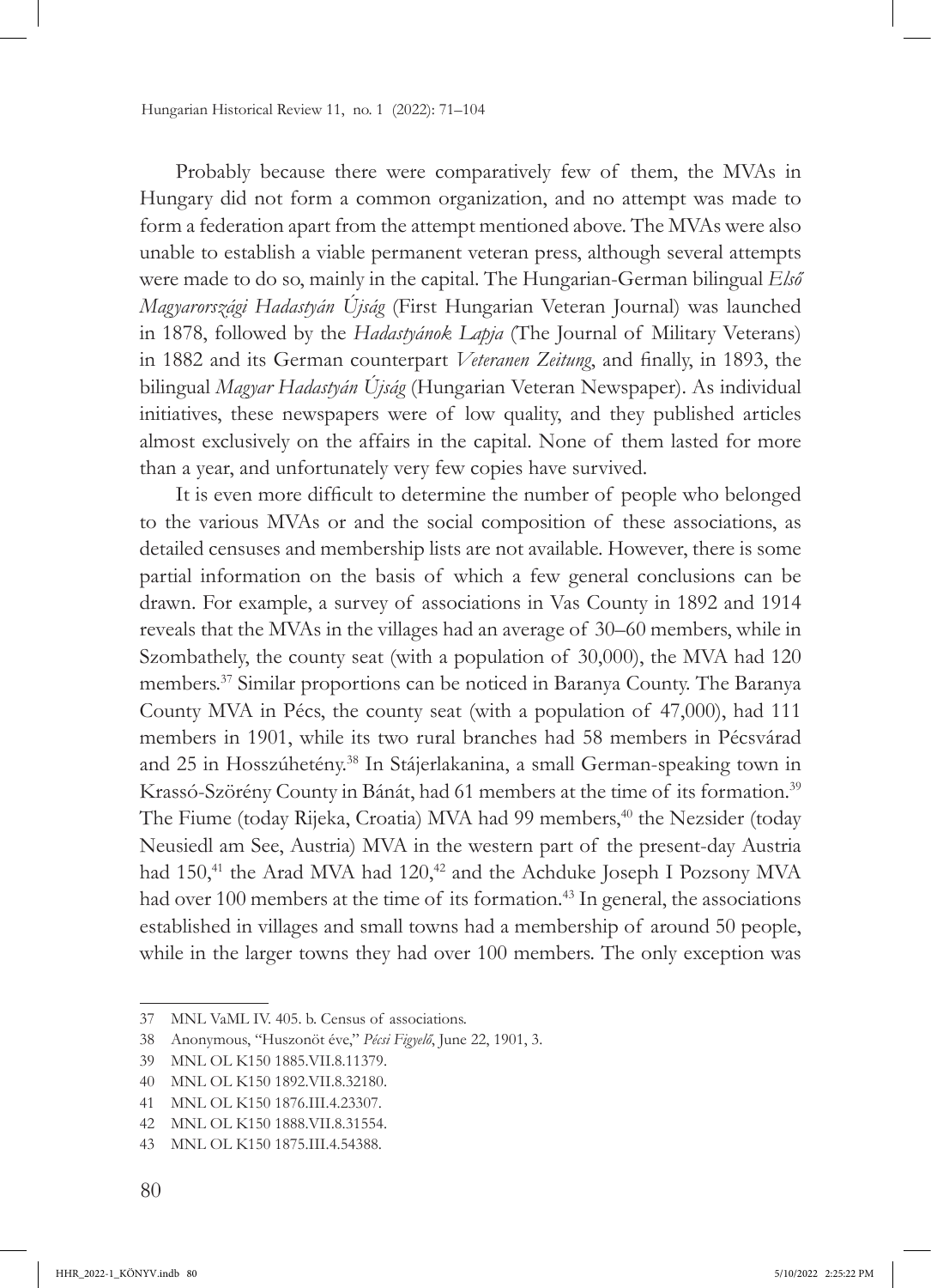Probably because there were comparatively few of them, the MVAs in Hungary did not form a common organization, and no attempt was made to form a federation apart from the attempt mentioned above. The MVAs were also unable to establish a viable permanent veteran press, although several attempts were made to do so, mainly in the capital. The Hungarian-German bilingual *Első Magyarországi Hadastyán Újság* (First Hungarian Veteran Journal) was launched in 1878, followed by the *Hadastyánok Lapja* (The Journal of Military Veterans) in 1882 and its German counterpart *Veteranen Zeitung*, and finally, in 1893, the bilingual *Magyar Hadastyán Újság* (Hungarian Veteran Newspaper). As individual initiatives, these newspapers were of low quality, and they published articles almost exclusively on the affairs in the capital. None of them lasted for more than a year, and unfortunately very few copies have survived.

It is even more difficult to determine the number of people who belonged to the various MVAs or and the social composition of these associations, as detailed censuses and membership lists are not available. However, there is some partial information on the basis of which a few general conclusions can be drawn. For example, a survey of associations in Vas County in 1892 and 1914 reveals that the MVAs in the villages had an average of 30–60 members, while in Szombathely, the county seat (with a population of 30,000), the MVA had 120 members.[37] Similar proportions can be noticed in Baranya County. The Baranya County MVA in Pécs, the county seat (with a population of 47,000), had 111 members in 1901, while its two rural branches had 58 members in Pécsvárad and 25 in Hosszúhetény.[38] In Stájerlakanina, a small German-speaking town in Krassó-Szörény County in Bánát, had 61 members at the time of its formation.[39] The Fiume (today Rijeka, Croatia) MVA had 99 members,[40] the Nezsider (today Neusiedl am See, Austria) MVA in the western part of the present-day Austria had 150,[41] the Arad MVA had 120,[42] and the Achduke Joseph I Pozsony MVA had over 100 members at the time of its formation.[43] In general, the associations established in villages and small towns had a membership of around 50 people, while in the larger towns they had over 100 members. The only exception was

---

37 MNL VaML IV. 405. b. Census of associations.

38 Anonymous, "Huszonöt éve," *Pécsi Figyelő*, June 22, 1901, 3.

39 MNL OL K150 1885.VII.8.11379.

40 MNL OL K150 1892.VII.8.32180.

41 MNL OL K150 1876.III.4.23307.

42 MNL OL K150 1888.VII.8.31554.

43 MNL OL K150 1875.III.4.54388.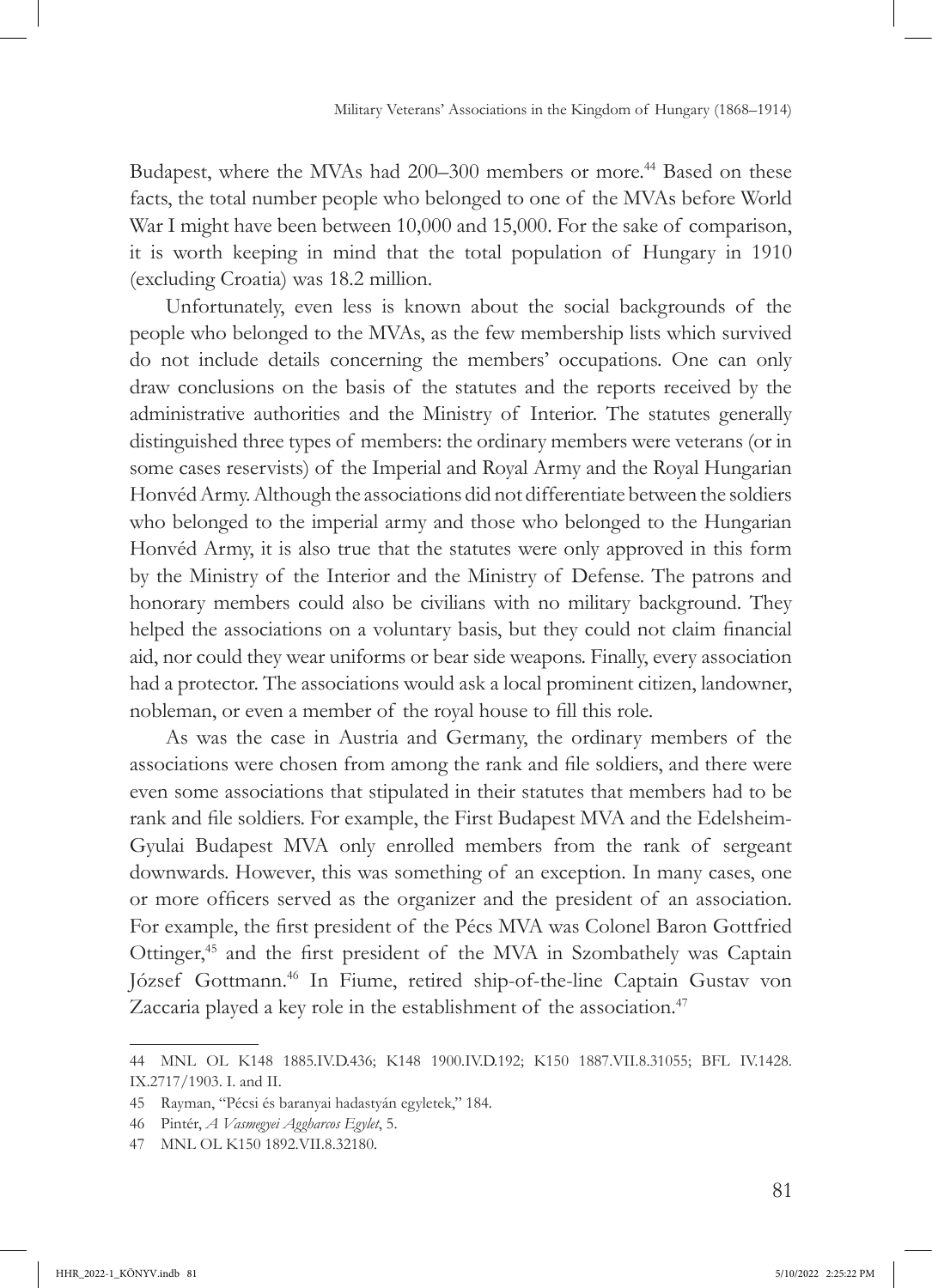Budapest, where the MVAs had 200–300 members or more.[44] Based on these facts, the total number people who belonged to one of the MVAs before World War I might have been between 10,000 and 15,000. For the sake of comparison, it is worth keeping in mind that the total population of Hungary in 1910 (excluding Croatia) was 18.2 million.

Unfortunately, even less is known about the social backgrounds of the people who belonged to the MVAs, as the few membership lists which survived do not include details concerning the members' occupations. One can only draw conclusions on the basis of the statutes and the reports received by the administrative authorities and the Ministry of Interior. The statutes generally distinguished three types of members: the ordinary members were veterans (or in some cases reservists) of the Imperial and Royal Army and the Royal Hungarian Honvéd Army. Although the associations did not differentiate between the soldiers who belonged to the imperial army and those who belonged to the Hungarian Honvéd Army, it is also true that the statutes were only approved in this form by the Ministry of the Interior and the Ministry of Defense. The patrons and honorary members could also be civilians with no military background. They helped the associations on a voluntary basis, but they could not claim financial aid, nor could they wear uniforms or bear side weapons. Finally, every association had a protector. The associations would ask a local prominent citizen, landowner, nobleman, or even a member of the royal house to fill this role.

As was the case in Austria and Germany, the ordinary members of the associations were chosen from among the rank and file soldiers, and there were even some associations that stipulated in their statutes that members had to be rank and file soldiers. For example, the First Budapest MVA and the Edelsheim-Gyulai Budapest MVA only enrolled members from the rank of sergeant downwards. However, this was something of an exception. In many cases, one or more officers served as the organizer and the president of an association. For example, the first president of the Pécs MVA was Colonel Baron Gottfried Ottinger,[45] and the first president of the MVA in Szombathely was Captain József Gottmann.[46] In Fiume, retired ship-of-the-line Captain Gustav von Zaccaria played a key role in the establishment of the association.[47]

---

44 MNL OL K148 1885.IV.D.436; K148 1900.IV.D.192; K150 1887.VII.8.31055; BFL IV.1428. IX.2717/1903. I. and II.

45 Rayman, "Pécsi és baranyai hadastyán egyletek," 184.

46 Pintér, *A Vasmegyei Aggharcos Egylet*, 5.

47 MNL OL K150 1892.VII.8.32180.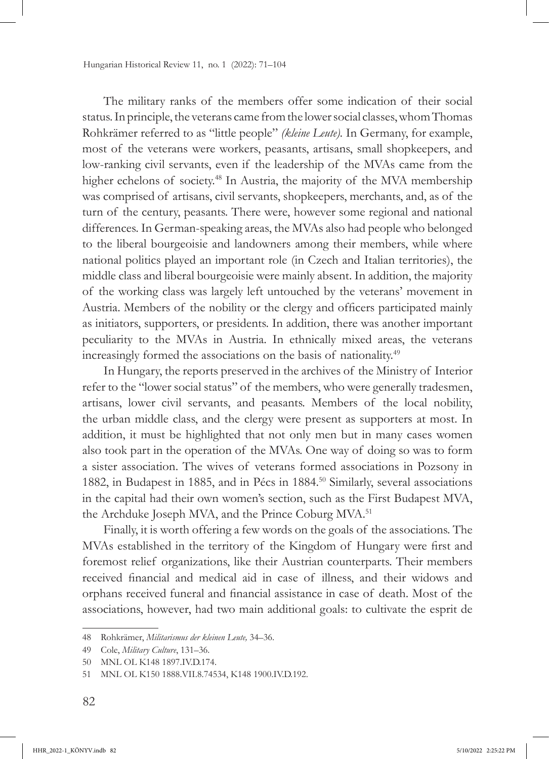The military ranks of the members offer some indication of their social status. In principle, the veterans came from the lower social classes, whom Thomas Rohkrämer referred to as "little people" *(kleine Leute)*. In Germany, for example, most of the veterans were workers, peasants, artisans, small shopkeepers, and low-ranking civil servants, even if the leadership of the MVAs came from the higher echelons of society.[48] In Austria, the majority of the MVA membership was comprised of artisans, civil servants, shopkeepers, merchants, and, as of the turn of the century, peasants. There were, however some regional and national differences. In German-speaking areas, the MVAs also had people who belonged to the liberal bourgeoisie and landowners among their members, while where national politics played an important role (in Czech and Italian territories), the middle class and liberal bourgeoisie were mainly absent. In addition, the majority of the working class was largely left untouched by the veterans' movement in Austria. Members of the nobility or the clergy and officers participated mainly as initiators, supporters, or presidents. In addition, there was another important peculiarity to the MVAs in Austria. In ethnically mixed areas, the veterans increasingly formed the associations on the basis of nationality.[49]

In Hungary, the reports preserved in the archives of the Ministry of Interior refer to the "lower social status" of the members, who were generally tradesmen, artisans, lower civil servants, and peasants. Members of the local nobility, the urban middle class, and the clergy were present as supporters at most. In addition, it must be highlighted that not only men but in many cases women also took part in the operation of the MVAs. One way of doing so was to form a sister association. The wives of veterans formed associations in Pozsony in 1882, in Budapest in 1885, and in Pécs in 1884.[50] Similarly, several associations in the capital had their own women's section, such as the First Budapest MVA, the Archduke Joseph MVA, and the Prince Coburg MVA.[51]

Finally, it is worth offering a few words on the goals of the associations. The MVAs established in the territory of the Kingdom of Hungary were first and foremost relief organizations, like their Austrian counterparts. Their members received financial and medical aid in case of illness, and their widows and orphans received funeral and financial assistance in case of death. Most of the associations, however, had two main additional goals: to cultivate the esprit de

---

48 Rohkrämer, *Militarismus der kleinen Leute,* 34–36.

49 Cole, *Military Culture*, 131–36.

50 MNL OL K148 1897.IV.D.174.

51 MNL OL K150 1888.VII.8.74534, K148 1900.IV.D.192.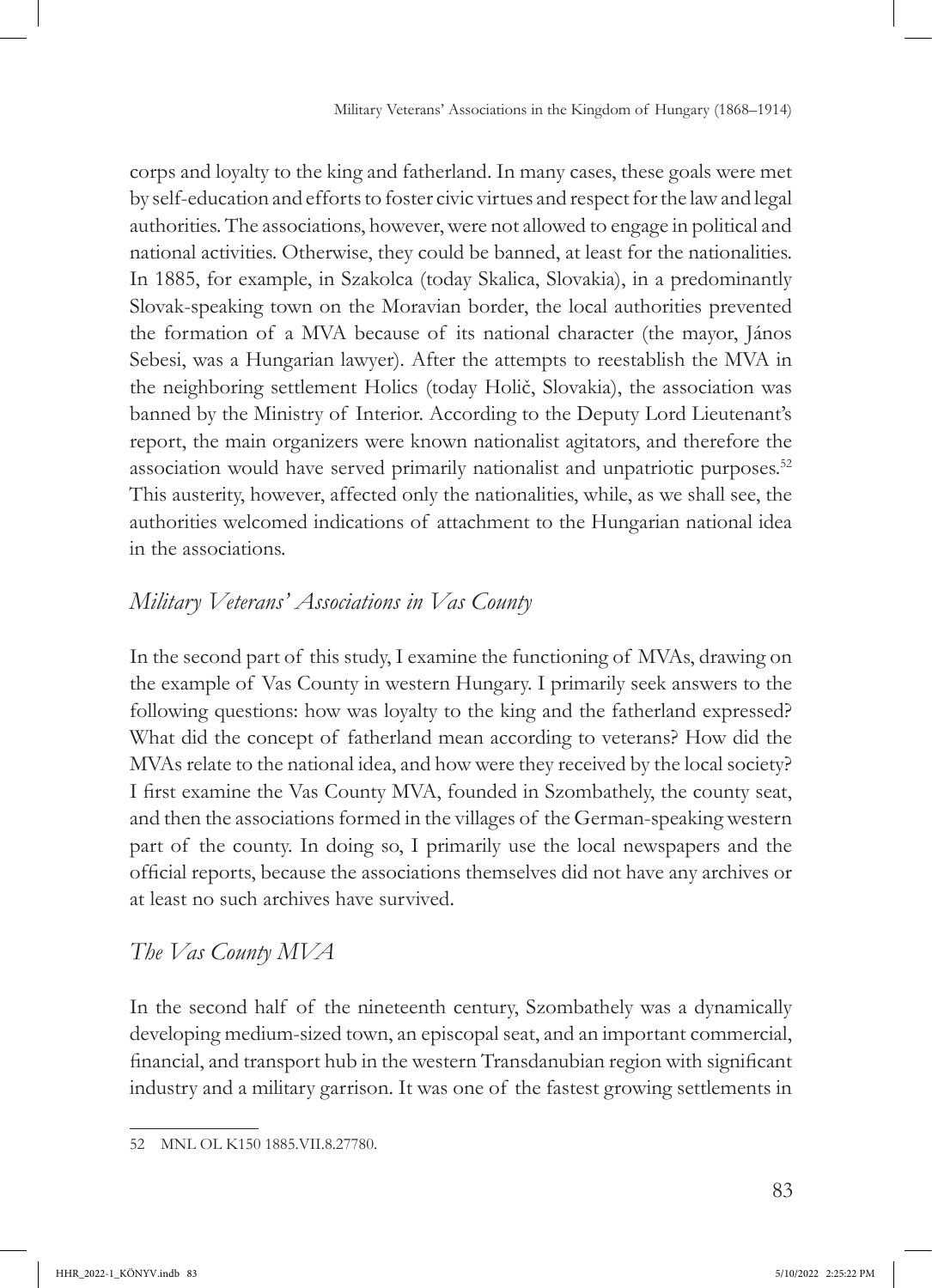corps and loyalty to the king and fatherland. In many cases, these goals were met by self-education and efforts to foster civic virtues and respect for the law and legal authorities. The associations, however, were not allowed to engage in political and national activities. Otherwise, they could be banned, at least for the nationalities. In 1885, for example, in Szakolca (today Skalica, Slovakia), in a predominantly Slovak-speaking town on the Moravian border, the local authorities prevented the formation of a MVA because of its national character (the mayor, János Sebesi, was a Hungarian lawyer). After the attempts to reestablish the MVA in the neighboring settlement Holics (today Holič, Slovakia), the association was banned by the Ministry of Interior. According to the Deputy Lord Lieutenant's report, the main organizers were known nationalist agitators, and therefore the association would have served primarily nationalist and unpatriotic purposes.[52] This austerity, however, affected only the nationalities, while, as we shall see, the authorities welcomed indications of attachment to the Hungarian national idea in the associations.

## *Military Veterans' Associations in Vas County*

In the second part of this study, I examine the functioning of MVAs, drawing on the example of Vas County in western Hungary. I primarily seek answers to the following questions: how was loyalty to the king and the fatherland expressed? What did the concept of fatherland mean according to veterans? How did the MVAs relate to the national idea, and how were they received by the local society? I first examine the Vas County MVA, founded in Szombathely, the county seat, and then the associations formed in the villages of the German-speaking western part of the county. In doing so, I primarily use the local newspapers and the official reports, because the associations themselves did not have any archives or at least no such archives have survived.

### *The Vas County MVA*

In the second half of the nineteenth century, Szombathely was a dynamically developing medium-sized town, an episcopal seat, and an important commercial, financial, and transport hub in the western Transdanubian region with significant industry and a military garrison. It was one of the fastest growing settlements in

52 MNL OL K150 1885.VII.8.27780.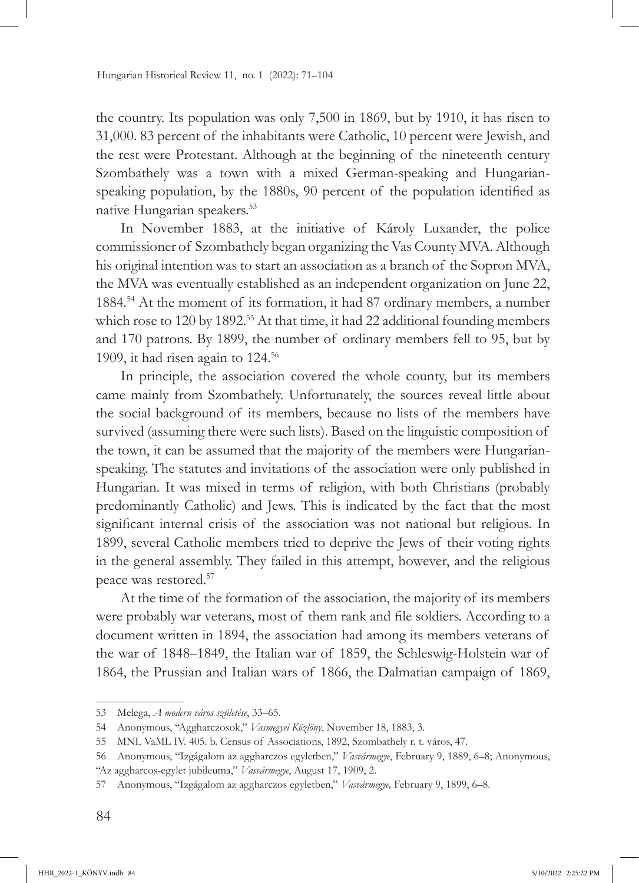the country. Its population was only 7,500 in 1869, but by 1910, it has risen to 31,000. 83 percent of the inhabitants were Catholic, 10 percent were Jewish, and the rest were Protestant. Although at the beginning of the nineteenth century Szombathely was a town with a mixed German-speaking and Hungarian-speaking population, by the 1880s, 90 percent of the population identified as native Hungarian speakers.[53]

In November 1883, at the initiative of Károly Luxander, the police commissioner of Szombathely began organizing the Vas County MVA. Although his original intention was to start an association as a branch of the Sopron MVA, the MVA was eventually established as an independent organization on June 22, 1884.[54] At the moment of its formation, it had 87 ordinary members, a number which rose to 120 by 1892.[55] At that time, it had 22 additional founding members and 170 patrons. By 1899, the number of ordinary members fell to 95, but by 1909, it had risen again to 124.[56]

In principle, the association covered the whole county, but its members came mainly from Szombathely. Unfortunately, the sources reveal little about the social background of its members, because no lists of the members have survived (assuming there were such lists). Based on the linguistic composition of the town, it can be assumed that the majority of the members were Hungarian-speaking. The statutes and invitations of the association were only published in Hungarian. It was mixed in terms of religion, with both Christians (probably predominantly Catholic) and Jews. This is indicated by the fact that the most significant internal crisis of the association was not national but religious. In 1899, several Catholic members tried to deprive the Jews of their voting rights in the general assembly. They failed in this attempt, however, and the religious peace was restored.[57]

At the time of the formation of the association, the majority of its members were probably war veterans, most of them rank and file soldiers. According to a document written in 1894, the association had among its members veterans of the war of 1848–1849, the Italian war of 1859, the Schleswig-Holstein war of 1864, the Prussian and Italian wars of 1866, the Dalmatian campaign of 1869,

---

53 Melega, *A modern város születése*, 33–65.

54 Anonymous, "Aggharczosok," *Vasmegyei Közlöny*, November 18, 1883, 3.

55 MNL VaML IV. 405. b. Census of Associations, 1892, Szombathely r. t. város, 47.

56 Anonymous, "Izgágalom az aggharczos egyletben," *Vasvármegye*, February 9, 1889, 6–8; Anonymous, "Az aggharcos-egylet jubileuma," *Vasvármegye*, August 17, 1909, 2.

57 Anonymous, "Izgágalom az aggharczos egyletben," *Vasvármegye,* February 9, 1899, 6–8.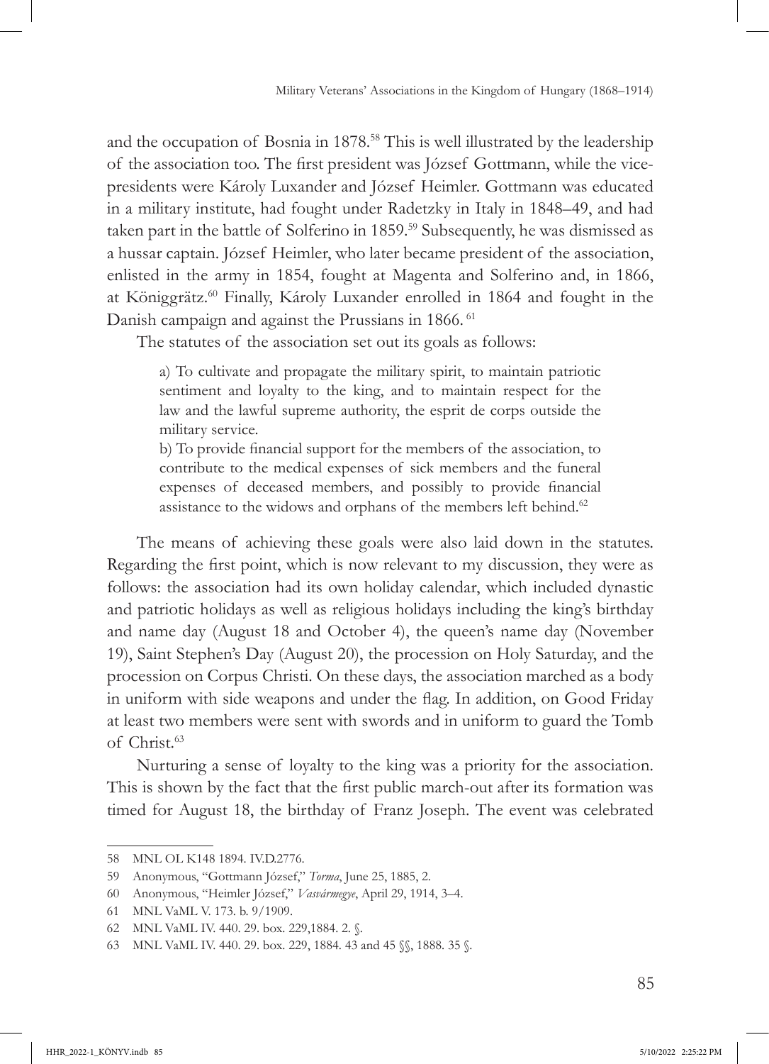and the occupation of Bosnia in 1878.[58] This is well illustrated by the leadership of the association too. The first president was József Gottmann, while the vice-presidents were Károly Luxander and József Heimler. Gottmann was educated in a military institute, had fought under Radetzky in Italy in 1848–49, and had taken part in the battle of Solferino in 1859.[59] Subsequently, he was dismissed as a hussar captain. József Heimler, who later became president of the association, enlisted in the army in 1854, fought at Magenta and Solferino and, in 1866, at Königgrätz.[60] Finally, Károly Luxander enrolled in 1864 and fought in the Danish campaign and against the Prussians in 1866.[61]

The statutes of the association set out its goals as follows:

> a) To cultivate and propagate the military spirit, to maintain patriotic sentiment and loyalty to the king, and to maintain respect for the law and the lawful supreme authority, the esprit de corps outside the military service.
>
> b) To provide financial support for the members of the association, to contribute to the medical expenses of sick members and the funeral expenses of deceased members, and possibly to provide financial assistance to the widows and orphans of the members left behind.[62]

The means of achieving these goals were also laid down in the statutes. Regarding the first point, which is now relevant to my discussion, they were as follows: the association had its own holiday calendar, which included dynastic and patriotic holidays as well as religious holidays including the king's birthday and name day (August 18 and October 4), the queen's name day (November 19), Saint Stephen's Day (August 20), the procession on Holy Saturday, and the procession on Corpus Christi. On these days, the association marched as a body in uniform with side weapons and under the flag. In addition, on Good Friday at least two members were sent with swords and in uniform to guard the Tomb of Christ.[63]

Nurturing a sense of loyalty to the king was a priority for the association. This is shown by the fact that the first public march-out after its formation was timed for August 18, the birthday of Franz Joseph. The event was celebrated

---

58 MNL OL K148 1894. IV.D.2776.

59 Anonymous, "Gottmann József," *Torma*, June 25, 1885, 2.

60 Anonymous, "Heimler József," *Vasvármegye*, April 29, 1914, 3–4.

61 MNL VaML V. 173. b. 9/1909.

62 MNL VaML IV. 440. 29. box. 229,1884. 2. §.

63 MNL VaML IV. 440. 29. box. 229, 1884. 43 and 45 §§, 1888. 35 §.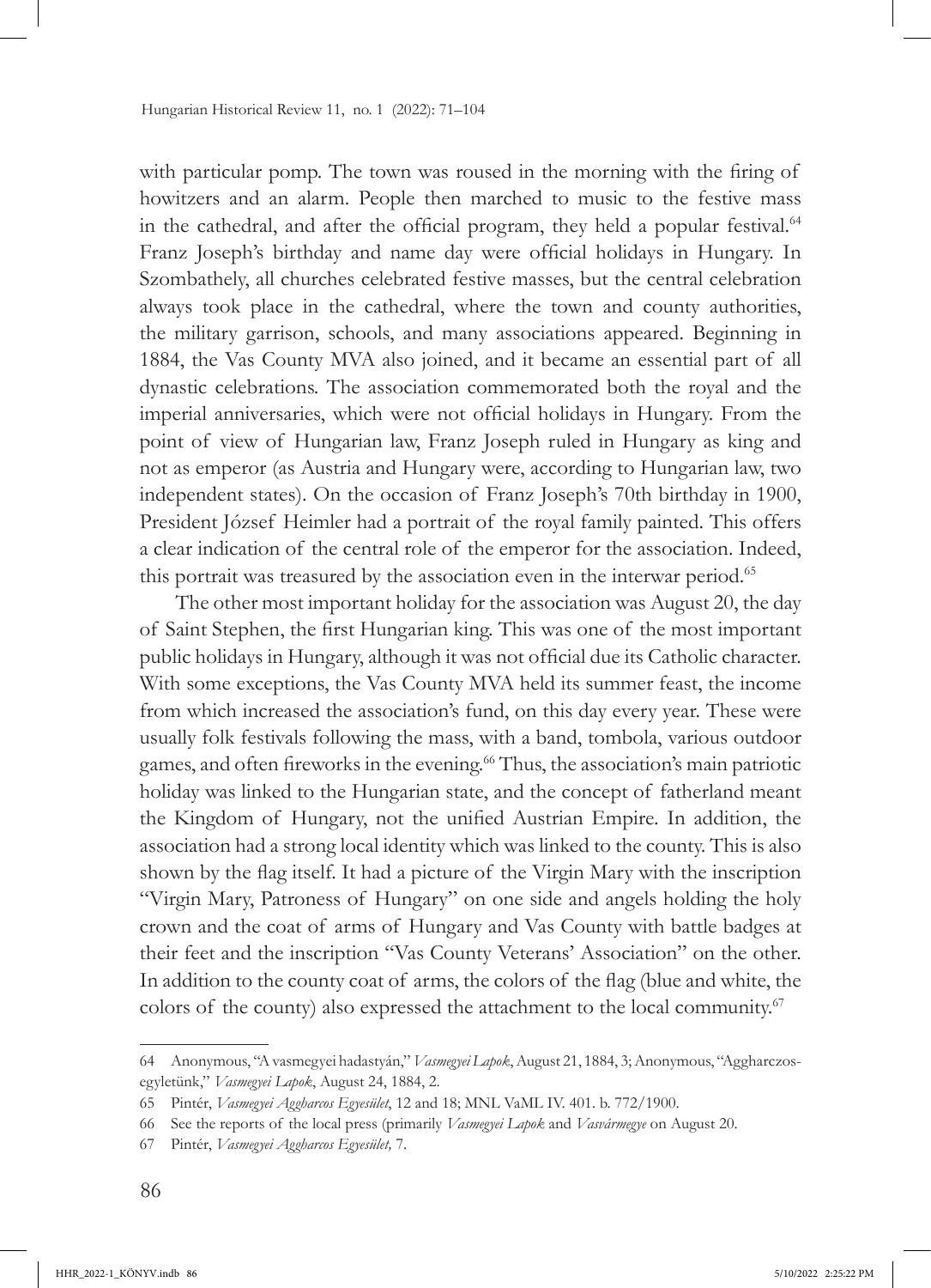with particular pomp. The town was roused in the morning with the firing of howitzers and an alarm. People then marched to music to the festive mass in the cathedral, and after the official program, they held a popular festival.[64] Franz Joseph's birthday and name day were official holidays in Hungary. In Szombathely, all churches celebrated festive masses, but the central celebration always took place in the cathedral, where the town and county authorities, the military garrison, schools, and many associations appeared. Beginning in 1884, the Vas County MVA also joined, and it became an essential part of all dynastic celebrations. The association commemorated both the royal and the imperial anniversaries, which were not official holidays in Hungary. From the point of view of Hungarian law, Franz Joseph ruled in Hungary as king and not as emperor (as Austria and Hungary were, according to Hungarian law, two independent states). On the occasion of Franz Joseph's 70th birthday in 1900, President József Heimler had a portrait of the royal family painted. This offers a clear indication of the central role of the emperor for the association. Indeed, this portrait was treasured by the association even in the interwar period.[65]

The other most important holiday for the association was August 20, the day of Saint Stephen, the first Hungarian king. This was one of the most important public holidays in Hungary, although it was not official due its Catholic character. With some exceptions, the Vas County MVA held its summer feast, the income from which increased the association's fund, on this day every year. These were usually folk festivals following the mass, with a band, tombola, various outdoor games, and often fireworks in the evening.[66] Thus, the association's main patriotic holiday was linked to the Hungarian state, and the concept of fatherland meant the Kingdom of Hungary, not the unified Austrian Empire. In addition, the association had a strong local identity which was linked to the county. This is also shown by the flag itself. It had a picture of the Virgin Mary with the inscription "Virgin Mary, Patroness of Hungary" on one side and angels holding the holy crown and the coat of arms of Hungary and Vas County with battle badges at their feet and the inscription "Vas County Veterans' Association" on the other. In addition to the county coat of arms, the colors of the flag (blue and white, the colors of the county) also expressed the attachment to the local community.[67]

---

64 Anonymous, "A vasmegyei hadastyán," *Vasmegyei Lapok*, August 21, 1884, 3; Anonymous, "Aggharczos-egyletünk," *Vasmegyei Lapok*, August 24, 1884, 2.

65 Pintér, *Vasmegyei Aggharcos Egyesület*, 12 and 18; MNL VaML IV. 401. b. 772/1900.

66 See the reports of the local press (primarily *Vasmegyei Lapok* and *Vasvármegye* on August 20.

67 Pintér, *Vasmegyei Aggharcos Egyesület,* 7.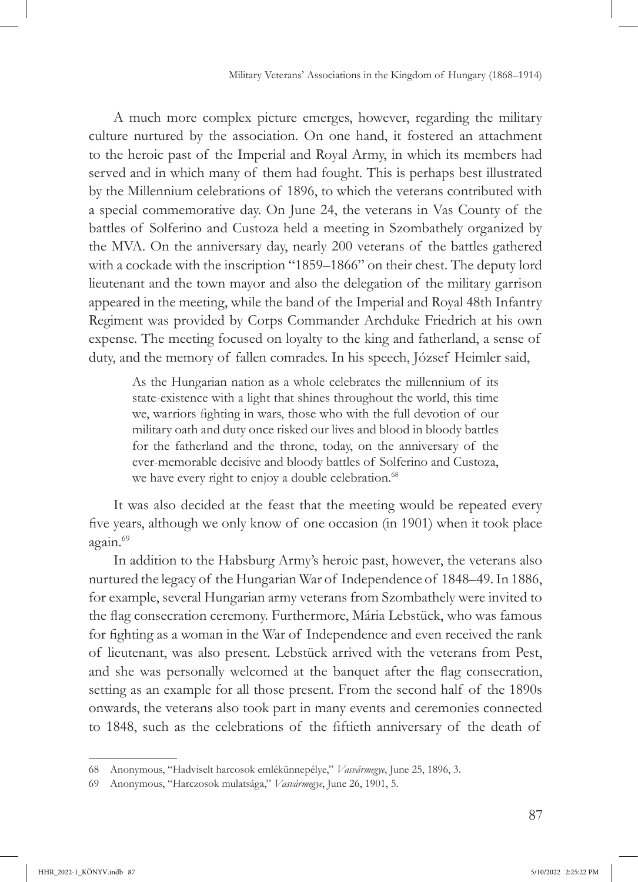A much more complex picture emerges, however, regarding the military culture nurtured by the association. On one hand, it fostered an attachment to the heroic past of the Imperial and Royal Army, in which its members had served and in which many of them had fought. This is perhaps best illustrated by the Millennium celebrations of 1896, to which the veterans contributed with a special commemorative day. On June 24, the veterans in Vas County of the battles of Solferino and Custoza held a meeting in Szombathely organized by the MVA. On the anniversary day, nearly 200 veterans of the battles gathered with a cockade with the inscription "1859–1866" on their chest. The deputy lord lieutenant and the town mayor and also the delegation of the military garrison appeared in the meeting, while the band of the Imperial and Royal 48th Infantry Regiment was provided by Corps Commander Archduke Friedrich at his own expense. The meeting focused on loyalty to the king and fatherland, a sense of duty, and the memory of fallen comrades. In his speech, József Heimler said,

> As the Hungarian nation as a whole celebrates the millennium of its state-existence with a light that shines throughout the world, this time we, warriors fighting in wars, those who with the full devotion of our military oath and duty once risked our lives and blood in bloody battles for the fatherland and the throne, today, on the anniversary of the ever-memorable decisive and bloody battles of Solferino and Custoza, we have every right to enjoy a double celebration.[68]

It was also decided at the feast that the meeting would be repeated every five years, although we only know of one occasion (in 1901) when it took place again.[69]

In addition to the Habsburg Army's heroic past, however, the veterans also nurtured the legacy of the Hungarian War of Independence of 1848–49. In 1886, for example, several Hungarian army veterans from Szombathely were invited to the flag consecration ceremony. Furthermore, Mária Lebstück, who was famous for fighting as a woman in the War of Independence and even received the rank of lieutenant, was also present. Lebstück arrived with the veterans from Pest, and she was personally welcomed at the banquet after the flag consecration, setting as an example for all those present. From the second half of the 1890s onwards, the veterans also took part in many events and ceremonies connected to 1848, such as the celebrations of the fiftieth anniversary of the death of

---

68 Anonymous, "Hadviselt harcosok emlékünnepélye," *Vasvármegye*, June 25, 1896, 3.

69 Anonymous, "Harczosok mulatsága," *Vasvármegye*, June 26, 1901, 5.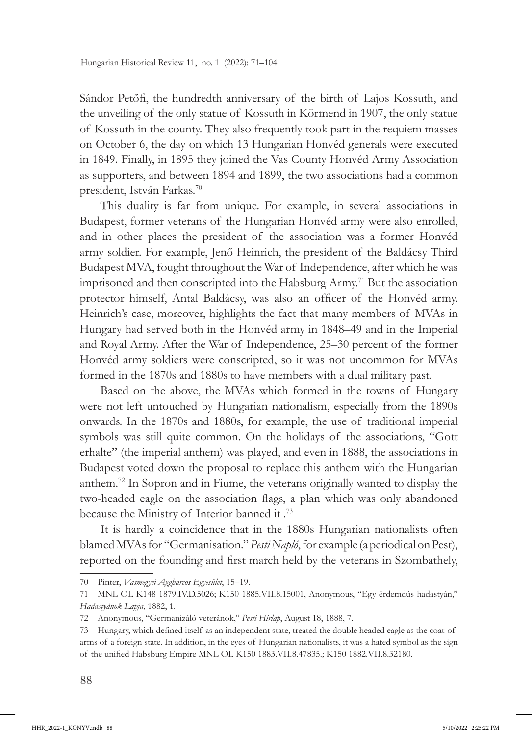Sándor Petőfi, the hundredth anniversary of the birth of Lajos Kossuth, and the unveiling of the only statue of Kossuth in Körmend in 1907, the only statue of Kossuth in the county. They also frequently took part in the requiem masses on October 6, the day on which 13 Hungarian Honvéd generals were executed in 1849. Finally, in 1895 they joined the Vas County Honvéd Army Association as supporters, and between 1894 and 1899, the two associations had a common president, István Farkas.[70]

This duality is far from unique. For example, in several associations in Budapest, former veterans of the Hungarian Honvéd army were also enrolled, and in other places the president of the association was a former Honvéd army soldier. For example, Jenő Heinrich, the president of the Baldácsy Third Budapest MVA, fought throughout the War of Independence, after which he was imprisoned and then conscripted into the Habsburg Army.[71] But the association protector himself, Antal Baldácsy, was also an officer of the Honvéd army. Heinrich's case, moreover, highlights the fact that many members of MVAs in Hungary had served both in the Honvéd army in 1848–49 and in the Imperial and Royal Army. After the War of Independence, 25–30 percent of the former Honvéd army soldiers were conscripted, so it was not uncommon for MVAs formed in the 1870s and 1880s to have members with a dual military past.

Based on the above, the MVAs which formed in the towns of Hungary were not left untouched by Hungarian nationalism, especially from the 1890s onwards. In the 1870s and 1880s, for example, the use of traditional imperial symbols was still quite common. On the holidays of the associations, "Gott erhalte" (the imperial anthem) was played, and even in 1888, the associations in Budapest voted down the proposal to replace this anthem with the Hungarian anthem.[72] In Sopron and in Fiume, the veterans originally wanted to display the two-headed eagle on the association flags, a plan which was only abandoned because the Ministry of Interior banned it .[73]

It is hardly a coincidence that in the 1880s Hungarian nationalists often blamed MVAs for "Germanisation." *Pesti Napló*, for example (a periodical on Pest), reported on the founding and first march held by the veterans in Szombathely,

---

70 Pinter, *Vasmegyei Aggharcos Egyesület*, 15–19.

71 MNL OL K148 1879.IV.D.5026; K150 1885.VII.8.15001, Anonymous, "Egy érdemdús hadastyán," *Hadastyánok Lapja*, 1882, 1.

72 Anonymous, "Germanizáló veteránok," *Pesti Hírlap*, August 18, 1888, 7.

73 Hungary, which defined itself as an independent state, treated the double headed eagle as the coat-of-arms of a foreign state. In addition, in the eyes of Hungarian nationalists, it was a hated symbol as the sign of the unified Habsburg Empire MNL OL K150 1883.VII.8.47835.; K150 1882.VII.8.32180.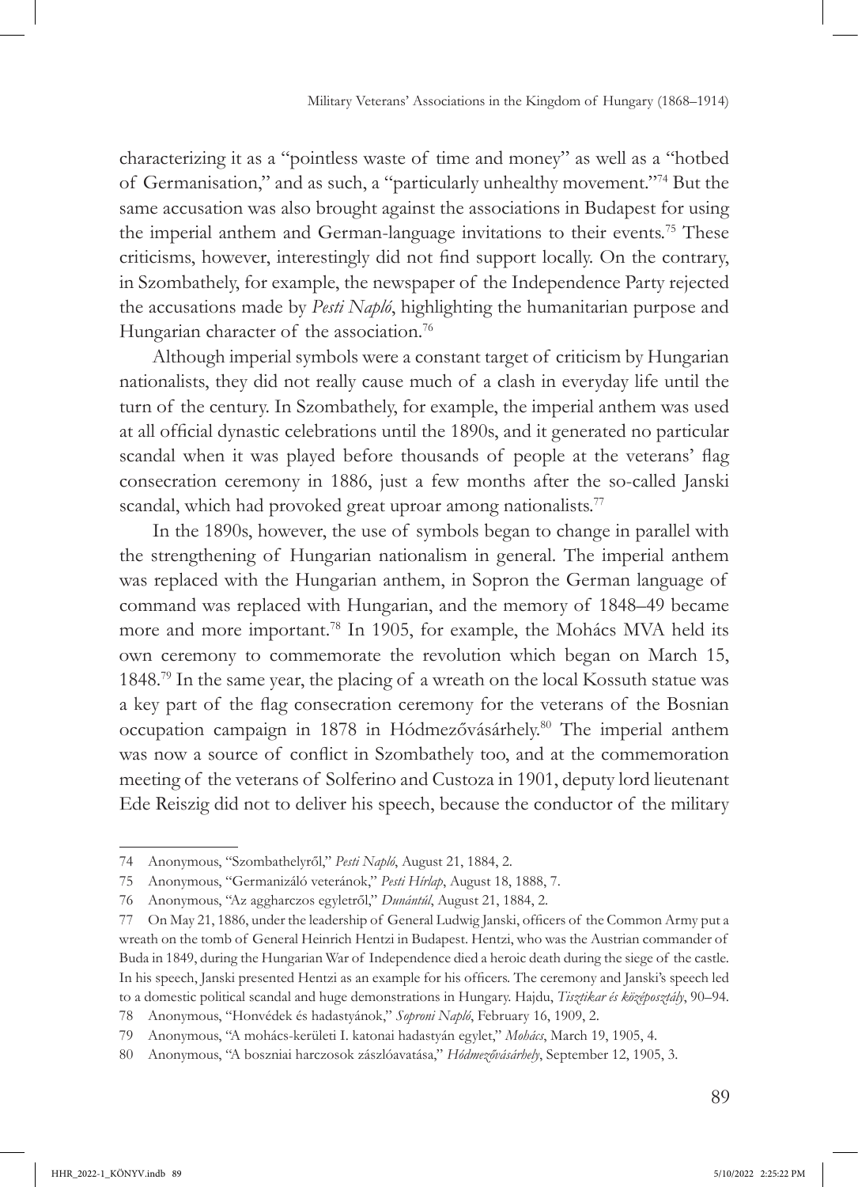characterizing it as a "pointless waste of time and money" as well as a "hotbed of Germanisation," and as such, a "particularly unhealthy movement."[74] But the same accusation was also brought against the associations in Budapest for using the imperial anthem and German-language invitations to their events.[75] These criticisms, however, interestingly did not find support locally. On the contrary, in Szombathely, for example, the newspaper of the Independence Party rejected the accusations made by *Pesti Napló*, highlighting the humanitarian purpose and Hungarian character of the association.[76]

Although imperial symbols were a constant target of criticism by Hungarian nationalists, they did not really cause much of a clash in everyday life until the turn of the century. In Szombathely, for example, the imperial anthem was used at all official dynastic celebrations until the 1890s, and it generated no particular scandal when it was played before thousands of people at the veterans' flag consecration ceremony in 1886, just a few months after the so-called Janski scandal, which had provoked great uproar among nationalists.[77]

In the 1890s, however, the use of symbols began to change in parallel with the strengthening of Hungarian nationalism in general. The imperial anthem was replaced with the Hungarian anthem, in Sopron the German language of command was replaced with Hungarian, and the memory of 1848–49 became more and more important.[78] In 1905, for example, the Mohács MVA held its own ceremony to commemorate the revolution which began on March 15, 1848.[79] In the same year, the placing of a wreath on the local Kossuth statue was a key part of the flag consecration ceremony for the veterans of the Bosnian occupation campaign in 1878 in Hódmezővásárhely.[80] The imperial anthem was now a source of conflict in Szombathely too, and at the commemoration meeting of the veterans of Solferino and Custoza in 1901, deputy lord lieutenant Ede Reiszig did not to deliver his speech, because the conductor of the military

---

74 Anonymous, "Szombathelyről," *Pesti Napló*, August 21, 1884, 2.

75 Anonymous, "Germanizáló veteránok," *Pesti Hírlap*, August 18, 1888, 7.

76 Anonymous, "Az aggharczos egyletről," *Dunántúl*, August 21, 1884, 2.

77 On May 21, 1886, under the leadership of General Ludwig Janski, officers of the Common Army put a wreath on the tomb of General Heinrich Hentzi in Budapest. Hentzi, who was the Austrian commander of Buda in 1849, during the Hungarian War of Independence died a heroic death during the siege of the castle. In his speech, Janski presented Hentzi as an example for his officers. The ceremony and Janski's speech led to a domestic political scandal and huge demonstrations in Hungary. Hajdu, *Tisztikar és középosztály*, 90–94.

78 Anonymous, "Honvédek és hadastyánok," *Soproni Napló*, February 16, 1909, 2.

79 Anonymous, "A mohács-kerületi I. katonai hadastyán egylet," *Mohács*, March 19, 1905, 4.

80 Anonymous, "A boszniai harczosok zászlóavatása," *Hódmezővásárhely*, September 12, 1905, 3.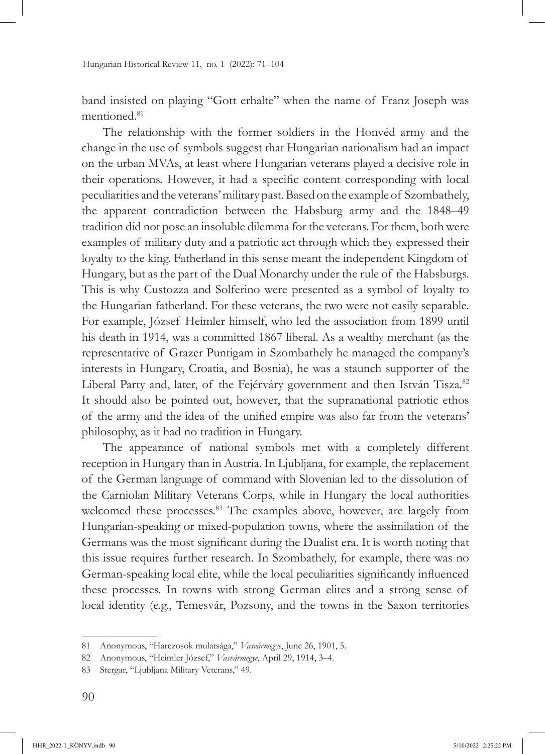band insisted on playing "Gott erhalte" when the name of Franz Joseph was mentioned.[81]

The relationship with the former soldiers in the Honvéd army and the change in the use of symbols suggest that Hungarian nationalism had an impact on the urban MVAs, at least where Hungarian veterans played a decisive role in their operations. However, it had a specific content corresponding with local peculiarities and the veterans' military past. Based on the example of Szombathely, the apparent contradiction between the Habsburg army and the 1848–49 tradition did not pose an insoluble dilemma for the veterans. For them, both were examples of military duty and a patriotic act through which they expressed their loyalty to the king. Fatherland in this sense meant the independent Kingdom of Hungary, but as the part of the Dual Monarchy under the rule of the Habsburgs. This is why Custozza and Solferino were presented as a symbol of loyalty to the Hungarian fatherland. For these veterans, the two were not easily separable. For example, József Heimler himself, who led the association from 1899 until his death in 1914, was a committed 1867 liberal. As a wealthy merchant (as the representative of Grazer Puntigam in Szombathely he managed the company's interests in Hungary, Croatia, and Bosnia), he was a staunch supporter of the Liberal Party and, later, of the Fejérváry government and then István Tisza.[82] It should also be pointed out, however, that the supranational patriotic ethos of the army and the idea of the unified empire was also far from the veterans' philosophy, as it had no tradition in Hungary.

The appearance of national symbols met with a completely different reception in Hungary than in Austria. In Ljubljana, for example, the replacement of the German language of command with Slovenian led to the dissolution of the Carniolan Military Veterans Corps, while in Hungary the local authorities welcomed these processes.[83] The examples above, however, are largely from Hungarian-speaking or mixed-population towns, where the assimilation of the Germans was the most significant during the Dualist era. It is worth noting that this issue requires further research. In Szombathely, for example, there was no German-speaking local elite, while the local peculiarities significantly influenced these processes. In towns with strong German elites and a strong sense of local identity (e.g., Temesvár, Pozsony, and the towns in the Saxon territories

---

81 Anonymous, "Harczosok mulatsága," *Vasvármegye*, June 26, 1901, 5.

82 Anonymous, "Heimler József," *Vasvármegye*, April 29, 1914, 3–4.

83 Stergar, "Ljubljana Military Veterans," 49.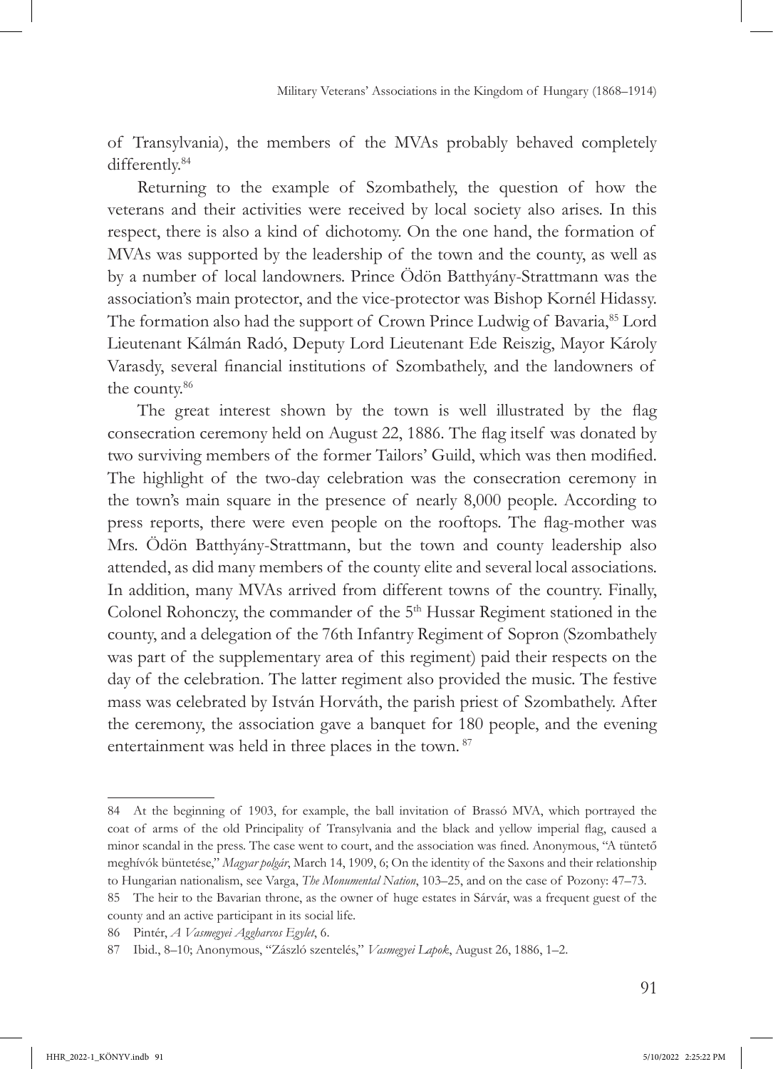of Transylvania), the members of the MVAs probably behaved completely differently.[84]

Returning to the example of Szombathely, the question of how the veterans and their activities were received by local society also arises. In this respect, there is also a kind of dichotomy. On the one hand, the formation of MVAs was supported by the leadership of the town and the county, as well as by a number of local landowners. Prince Ödön Batthyány-Strattmann was the association's main protector, and the vice-protector was Bishop Kornél Hidassy. The formation also had the support of Crown Prince Ludwig of Bavaria,[85] Lord Lieutenant Kálmán Radó, Deputy Lord Lieutenant Ede Reiszig, Mayor Károly Varasdy, several financial institutions of Szombathely, and the landowners of the county.[86]

The great interest shown by the town is well illustrated by the flag consecration ceremony held on August 22, 1886. The flag itself was donated by two surviving members of the former Tailors' Guild, which was then modified. The highlight of the two-day celebration was the consecration ceremony in the town's main square in the presence of nearly 8,000 people. According to press reports, there were even people on the rooftops. The flag-mother was Mrs. Ödön Batthyány-Strattmann, but the town and county leadership also attended, as did many members of the county elite and several local associations. In addition, many MVAs arrived from different towns of the country. Finally, Colonel Rohonczy, the commander of the 5th Hussar Regiment stationed in the county, and a delegation of the 76th Infantry Regiment of Sopron (Szombathely was part of the supplementary area of this regiment) paid their respects on the day of the celebration. The latter regiment also provided the music. The festive mass was celebrated by István Horváth, the parish priest of Szombathely. After the ceremony, the association gave a banquet for 180 people, and the evening entertainment was held in three places in the town.[87]

---

84 At the beginning of 1903, for example, the ball invitation of Brassó MVA, which portrayed the coat of arms of the old Principality of Transylvania and the black and yellow imperial flag, caused a minor scandal in the press. The case went to court, and the association was fined. Anonymous, "A tüntető meghívók büntetése," *Magyar polgár*, March 14, 1909, 6; On the identity of the Saxons and their relationship to Hungarian nationalism, see Varga, *The Monumental Nation*, 103–25, and on the case of Pozony: 47–73.

85 The heir to the Bavarian throne, as the owner of huge estates in Sárvár, was a frequent guest of the county and an active participant in its social life.

86 Pintér, *A Vasmegyei Aggharcos Egylet*, 6.

87 Ibid., 8–10; Anonymous, "Zászló szentelés," *Vasmegyei Lapok*, August 26, 1886, 1–2.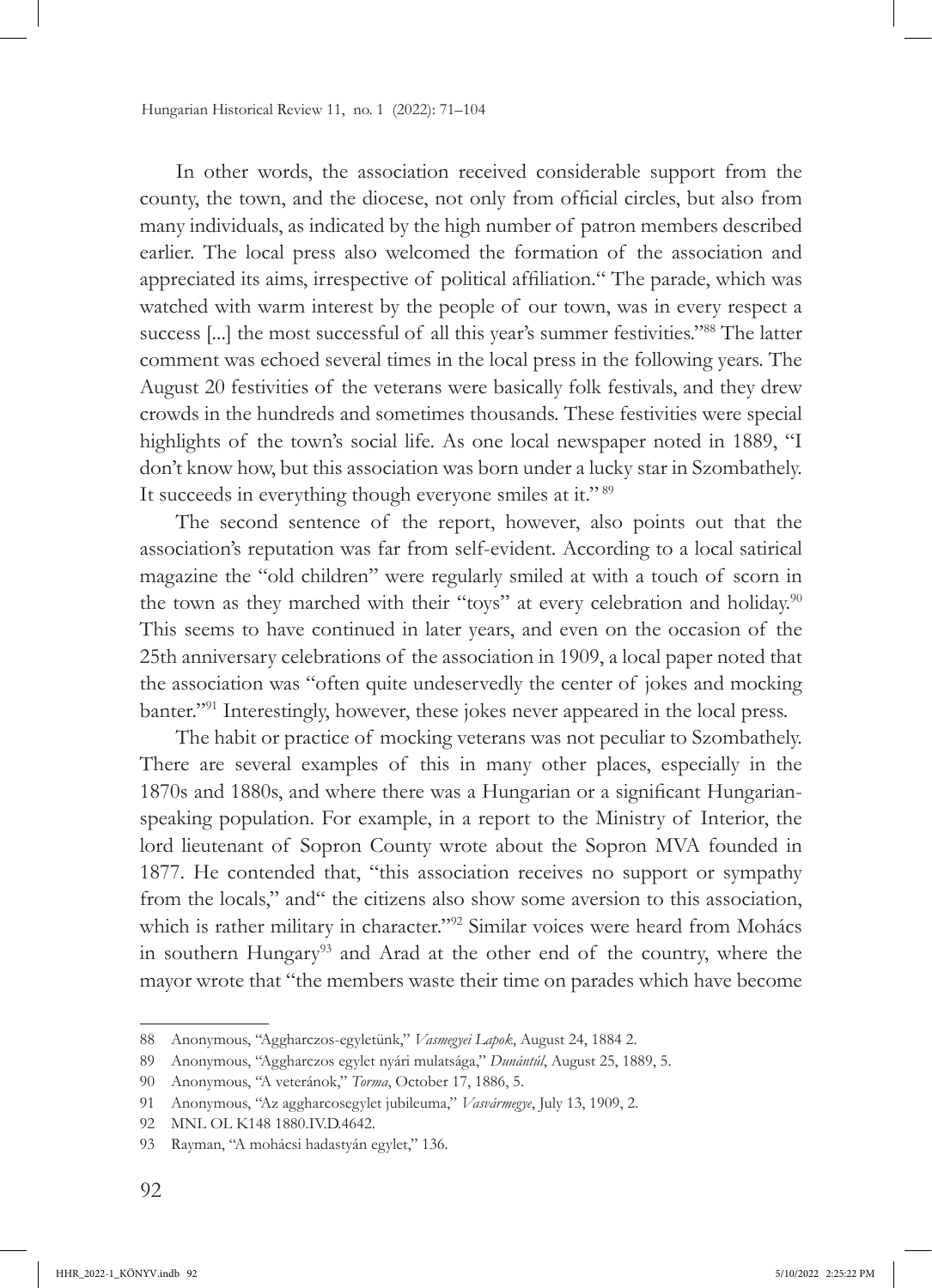In other words, the association received considerable support from the county, the town, and the diocese, not only from official circles, but also from many individuals, as indicated by the high number of patron members described earlier. The local press also welcomed the formation of the association and appreciated its aims, irrespective of political affiliation." The parade, which was watched with warm interest by the people of our town, was in every respect a success [...] the most successful of all this year's summer festivities."[88] The latter comment was echoed several times in the local press in the following years. The August 20 festivities of the veterans were basically folk festivals, and they drew crowds in the hundreds and sometimes thousands. These festivities were special highlights of the town's social life. As one local newspaper noted in 1889, "I don't know how, but this association was born under a lucky star in Szombathely. It succeeds in everything though everyone smiles at it." [89]

The second sentence of the report, however, also points out that the association's reputation was far from self-evident. According to a local satirical magazine the "old children" were regularly smiled at with a touch of scorn in the town as they marched with their "toys" at every celebration and holiday.[90] This seems to have continued in later years, and even on the occasion of the 25th anniversary celebrations of the association in 1909, a local paper noted that the association was "often quite undeservedly the center of jokes and mocking banter."[91] Interestingly, however, these jokes never appeared in the local press.

The habit or practice of mocking veterans was not peculiar to Szombathely. There are several examples of this in many other places, especially in the 1870s and 1880s, and where there was a Hungarian or a significant Hungarian-speaking population. For example, in a report to the Ministry of Interior, the lord lieutenant of Sopron County wrote about the Sopron MVA founded in 1877. He contended that, "this association receives no support or sympathy from the locals," and" the citizens also show some aversion to this association, which is rather military in character."[92] Similar voices were heard from Mohács in southern Hungary[93] and Arad at the other end of the country, where the mayor wrote that "the members waste their time on parades which have become

---

88 Anonymous, "Aggharczos-egyletünk," *Vasmegyei Lapok*, August 24, 1884 2.

89 Anonymous, "Aggharczos egylet nyári mulatsága," *Dunántúl*, August 25, 1889, 5.

90 Anonymous, "A veteránok," *Torma*, October 17, 1886, 5.

91 Anonymous, "Az aggharcosegylet jubileuma," *Vasvármegye*, July 13, 1909, 2.

92 MNL OL K148 1880.IV.D.4642.

93 Rayman, "A mohácsi hadastyán egylet," 136.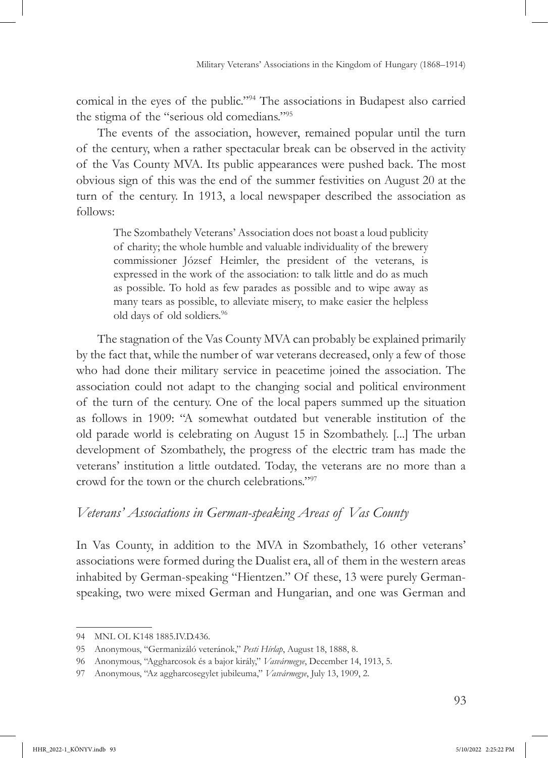comical in the eyes of the public."[94] The associations in Budapest also carried the stigma of the "serious old comedians."[95]

The events of the association, however, remained popular until the turn of the century, when a rather spectacular break can be observed in the activity of the Vas County MVA. Its public appearances were pushed back. The most obvious sign of this was the end of the summer festivities on August 20 at the turn of the century. In 1913, a local newspaper described the association as follows:

> The Szombathely Veterans' Association does not boast a loud publicity of charity; the whole humble and valuable individuality of the brewery commissioner József Heimler, the president of the veterans, is expressed in the work of the association: to talk little and do as much as possible. To hold as few parades as possible and to wipe away as many tears as possible, to alleviate misery, to make easier the helpless old days of old soldiers.[96]

The stagnation of the Vas County MVA can probably be explained primarily by the fact that, while the number of war veterans decreased, only a few of those who had done their military service in peacetime joined the association. The association could not adapt to the changing social and political environment of the turn of the century. One of the local papers summed up the situation as follows in 1909: "A somewhat outdated but venerable institution of the old parade world is celebrating on August 15 in Szombathely. [...] The urban development of Szombathely, the progress of the electric tram has made the veterans' institution a little outdated. Today, the veterans are no more than a crowd for the town or the church celebrations."[97]

## *Veterans' Associations in German-speaking Areas of Vas County*

In Vas County, in addition to the MVA in Szombathely, 16 other veterans' associations were formed during the Dualist era, all of them in the western areas inhabited by German-speaking "Hientzen." Of these, 13 were purely German-speaking, two were mixed German and Hungarian, and one was German and

---

94 MNL OL K148 1885.IV.D.436.

95 Anonymous, "Germanizáló veteránok," *Pesti Hírlap*, August 18, 1888, 8.

96 Anonymous, "Aggharcosok és a bajor király," *Vasvármegye*, December 14, 1913, 5.

97 Anonymous, "Az aggharcosegylet jubileuma," *Vasvármegye*, July 13, 1909, 2.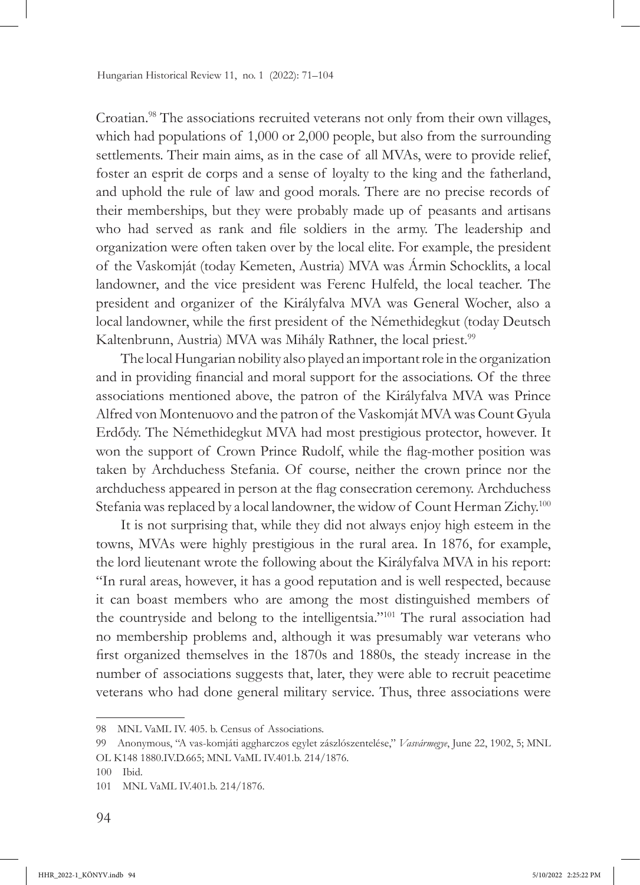Croatian.[98] The associations recruited veterans not only from their own villages, which had populations of 1,000 or 2,000 people, but also from the surrounding settlements. Their main aims, as in the case of all MVAs, were to provide relief, foster an esprit de corps and a sense of loyalty to the king and the fatherland, and uphold the rule of law and good morals. There are no precise records of their memberships, but they were probably made up of peasants and artisans who had served as rank and file soldiers in the army. The leadership and organization were often taken over by the local elite. For example, the president of the Vaskomját (today Kemeten, Austria) MVA was Ármin Schocklits, a local landowner, and the vice president was Ferenc Hulfeld, the local teacher. The president and organizer of the Királyfalva MVA was General Wocher, also a local landowner, while the first president of the Némethidegkut (today Deutsch Kaltenbrunn, Austria) MVA was Mihály Rathner, the local priest.[99]

The local Hungarian nobility also played an important role in the organization and in providing financial and moral support for the associations. Of the three associations mentioned above, the patron of the Királyfalva MVA was Prince Alfred von Montenuovo and the patron of the Vaskomját MVA was Count Gyula Erdődy. The Némethidegkut MVA had most prestigious protector, however. It won the support of Crown Prince Rudolf, while the flag-mother position was taken by Archduchess Stefania. Of course, neither the crown prince nor the archduchess appeared in person at the flag consecration ceremony. Archduchess Stefania was replaced by a local landowner, the widow of Count Herman Zichy.[100]

It is not surprising that, while they did not always enjoy high esteem in the towns, MVAs were highly prestigious in the rural area. In 1876, for example, the lord lieutenant wrote the following about the Királyfalva MVA in his report: "In rural areas, however, it has a good reputation and is well respected, because it can boast members who are among the most distinguished members of the countryside and belong to the intelligentsia."[101] The rural association had no membership problems and, although it was presumably war veterans who first organized themselves in the 1870s and 1880s, the steady increase in the number of associations suggests that, later, they were able to recruit peacetime veterans who had done general military service. Thus, three associations were

---

98 MNL VaML IV. 405. b. Census of Associations.

99 Anonymous, "A vas-komjáti aggharczos egylet zászlószentelése," *Vasvármegye*, June 22, 1902, 5; MNL OL K148 1880.IV.D.665; MNL VaML IV.401.b. 214/1876.

100 Ibid.

101 MNL VaML IV.401.b. 214/1876.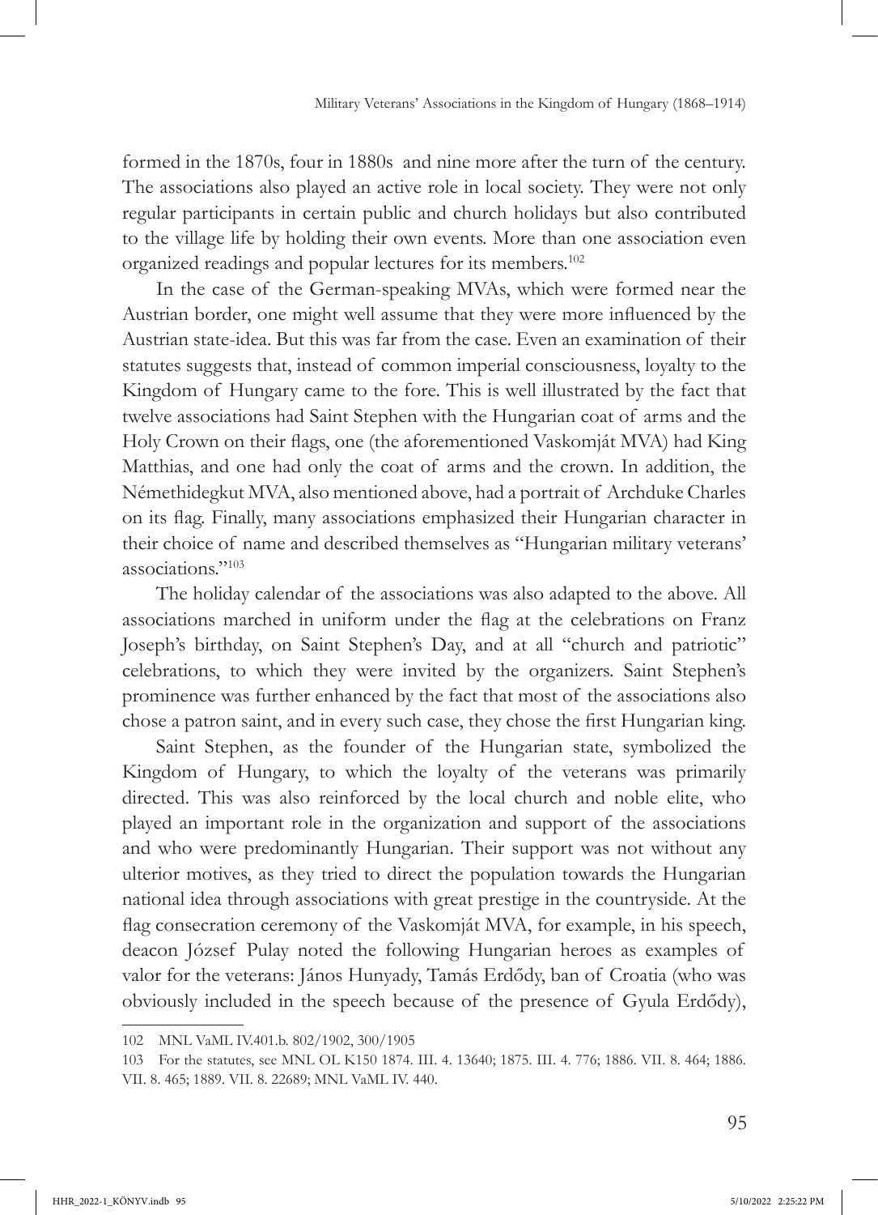formed in the 1870s, four in 1880s and nine more after the turn of the century. The associations also played an active role in local society. They were not only regular participants in certain public and church holidays but also contributed to the village life by holding their own events. More than one association even organized readings and popular lectures for its members.[102]

In the case of the German-speaking MVAs, which were formed near the Austrian border, one might well assume that they were more influenced by the Austrian state-idea. But this was far from the case. Even an examination of their statutes suggests that, instead of common imperial consciousness, loyalty to the Kingdom of Hungary came to the fore. This is well illustrated by the fact that twelve associations had Saint Stephen with the Hungarian coat of arms and the Holy Crown on their flags, one (the aforementioned Vaskomját MVA) had King Matthias, and one had only the coat of arms and the crown. In addition, the Némethidegkut MVA, also mentioned above, had a portrait of Archduke Charles on its flag. Finally, many associations emphasized their Hungarian character in their choice of name and described themselves as "Hungarian military veterans' associations."[103]

The holiday calendar of the associations was also adapted to the above. All associations marched in uniform under the flag at the celebrations on Franz Joseph's birthday, on Saint Stephen's Day, and at all "church and patriotic" celebrations, to which they were invited by the organizers. Saint Stephen's prominence was further enhanced by the fact that most of the associations also chose a patron saint, and in every such case, they chose the first Hungarian king.

Saint Stephen, as the founder of the Hungarian state, symbolized the Kingdom of Hungary, to which the loyalty of the veterans was primarily directed. This was also reinforced by the local church and noble elite, who played an important role in the organization and support of the associations and who were predominantly Hungarian. Their support was not without any ulterior motives, as they tried to direct the population towards the Hungarian national idea through associations with great prestige in the countryside. At the flag consecration ceremony of the Vaskomját MVA, for example, in his speech, deacon József Pulay noted the following Hungarian heroes as examples of valor for the veterans: János Hunyady, Tamás Erdődy, ban of Croatia (who was obviously included in the speech because of the presence of Gyula Erdődy),

---

102 MNL VaML IV.401.b. 802/1902, 300/1905

103 For the statutes, see MNL OL K150 1874. III. 4. 13640; 1875. III. 4. 776; 1886. VII. 8. 464; 1886. VII. 8. 465; 1889. VII. 8. 22689; MNL VaML IV. 440.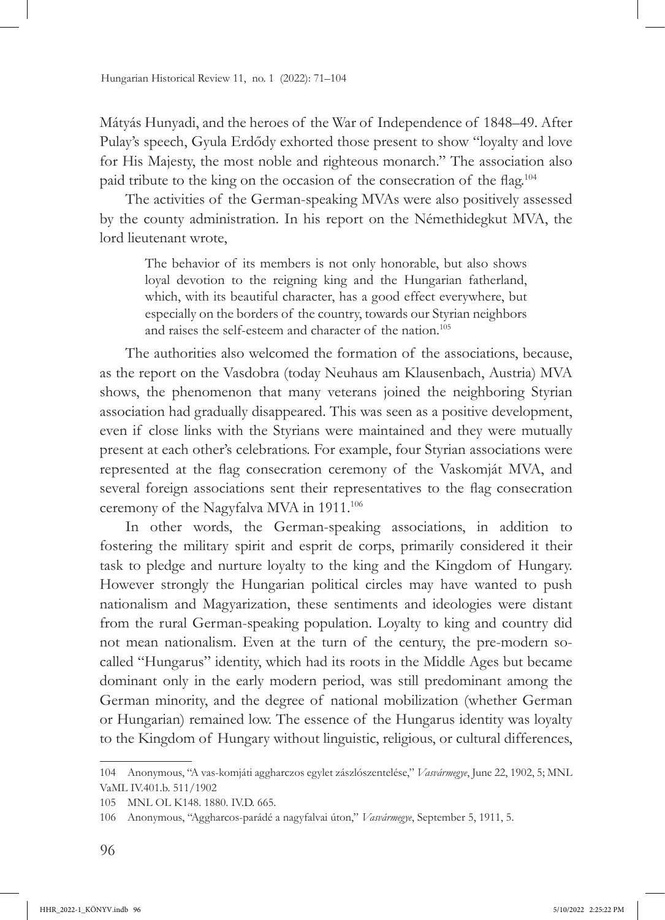Mátyás Hunyadi, and the heroes of the War of Independence of 1848–49. After Pulay's speech, Gyula Erdődy exhorted those present to show "loyalty and love for His Majesty, the most noble and righteous monarch." The association also paid tribute to the king on the occasion of the consecration of the flag.[104]

The activities of the German-speaking MVAs were also positively assessed by the county administration. In his report on the Némethidegkut MVA, the lord lieutenant wrote,

> The behavior of its members is not only honorable, but also shows loyal devotion to the reigning king and the Hungarian fatherland, which, with its beautiful character, has a good effect everywhere, but especially on the borders of the country, towards our Styrian neighbors and raises the self-esteem and character of the nation.[105]

The authorities also welcomed the formation of the associations, because, as the report on the Vasdobra (today Neuhaus am Klausenbach, Austria) MVA shows, the phenomenon that many veterans joined the neighboring Styrian association had gradually disappeared. This was seen as a positive development, even if close links with the Styrians were maintained and they were mutually present at each other's celebrations. For example, four Styrian associations were represented at the flag consecration ceremony of the Vaskomját MVA, and several foreign associations sent their representatives to the flag consecration ceremony of the Nagyfalva MVA in 1911.[106]

In other words, the German-speaking associations, in addition to fostering the military spirit and esprit de corps, primarily considered it their task to pledge and nurture loyalty to the king and the Kingdom of Hungary. However strongly the Hungarian political circles may have wanted to push nationalism and Magyarization, these sentiments and ideologies were distant from the rural German-speaking population. Loyalty to king and country did not mean nationalism. Even at the turn of the century, the pre-modern so-called "Hungarus" identity, which had its roots in the Middle Ages but became dominant only in the early modern period, was still predominant among the German minority, and the degree of national mobilization (whether German or Hungarian) remained low. The essence of the Hungarus identity was loyalty to the Kingdom of Hungary without linguistic, religious, or cultural differences,

---

104 Anonymous, "A vas-komjáti aggharczos egylet zászlószentelése," *Vasvármegye*, June 22, 1902, 5; MNL VaML IV.401.b. 511/1902

105 MNL OL K148. 1880. IV.D. 665.

106 Anonymous, "Aggharcos-parádé a nagyfalvai úton," *Vasvármegye*, September 5, 1911, 5.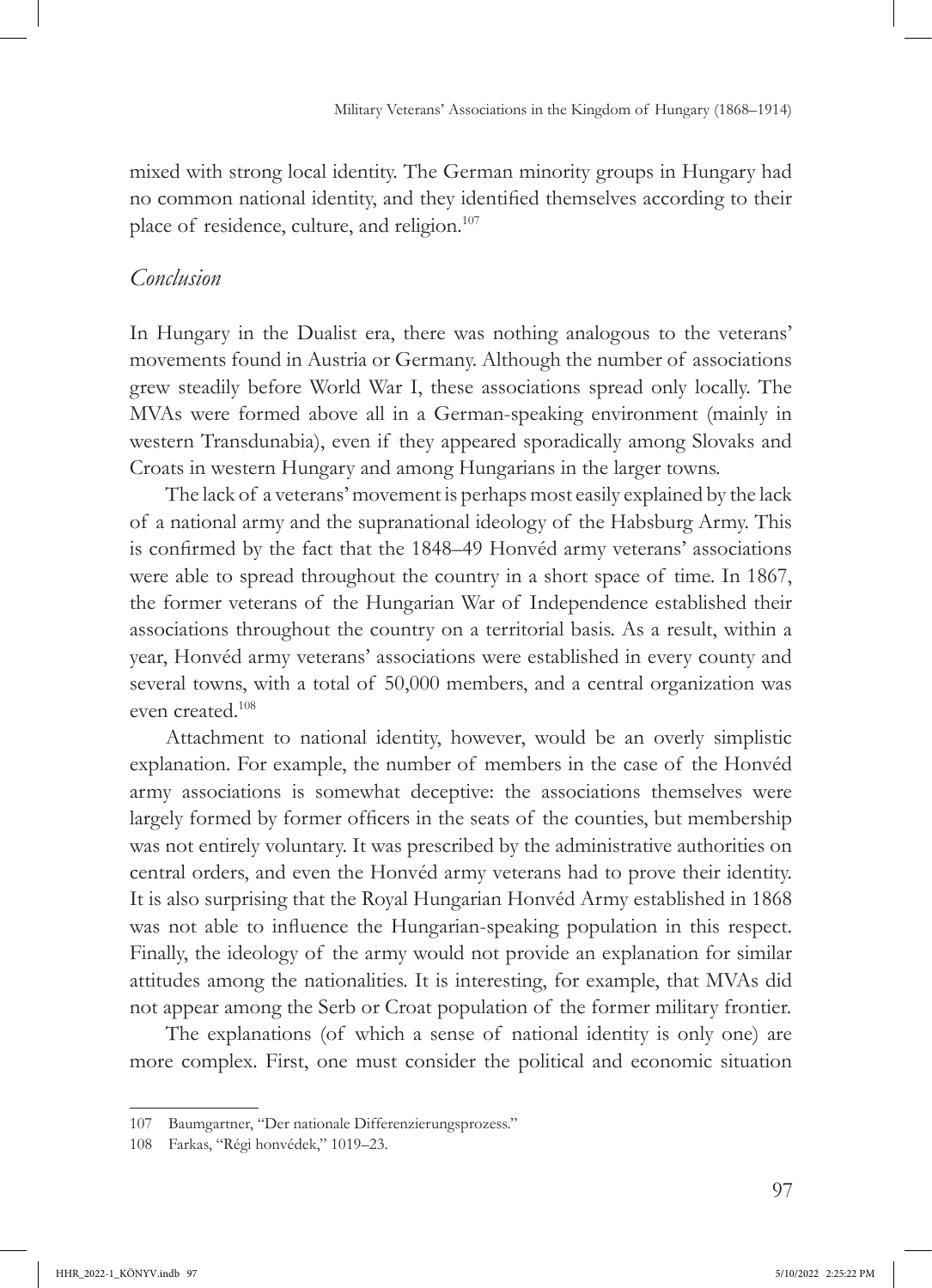mixed with strong local identity. The German minority groups in Hungary had no common national identity, and they identified themselves according to their place of residence, culture, and religion.[107]

## *Conclusion*

In Hungary in the Dualist era, there was nothing analogous to the veterans' movements found in Austria or Germany. Although the number of associations grew steadily before World War I, these associations spread only locally. The MVAs were formed above all in a German-speaking environment (mainly in western Transdunabia), even if they appeared sporadically among Slovaks and Croats in western Hungary and among Hungarians in the larger towns.

The lack of a veterans' movement is perhaps most easily explained by the lack of a national army and the supranational ideology of the Habsburg Army. This is confirmed by the fact that the 1848–49 Honvéd army veterans' associations were able to spread throughout the country in a short space of time. In 1867, the former veterans of the Hungarian War of Independence established their associations throughout the country on a territorial basis. As a result, within a year, Honvéd army veterans' associations were established in every county and several towns, with a total of 50,000 members, and a central organization was even created.[108]

Attachment to national identity, however, would be an overly simplistic explanation. For example, the number of members in the case of the Honvéd army associations is somewhat deceptive: the associations themselves were largely formed by former officers in the seats of the counties, but membership was not entirely voluntary. It was prescribed by the administrative authorities on central orders, and even the Honvéd army veterans had to prove their identity. It is also surprising that the Royal Hungarian Honvéd Army established in 1868 was not able to influence the Hungarian-speaking population in this respect. Finally, the ideology of the army would not provide an explanation for similar attitudes among the nationalities. It is interesting, for example, that MVAs did not appear among the Serb or Croat population of the former military frontier.

The explanations (of which a sense of national identity is only one) are more complex. First, one must consider the political and economic situation

107 Baumgartner, "Der nationale Differenzierungsprozess."

108 Farkas, "Régi honvédek," 1019–23.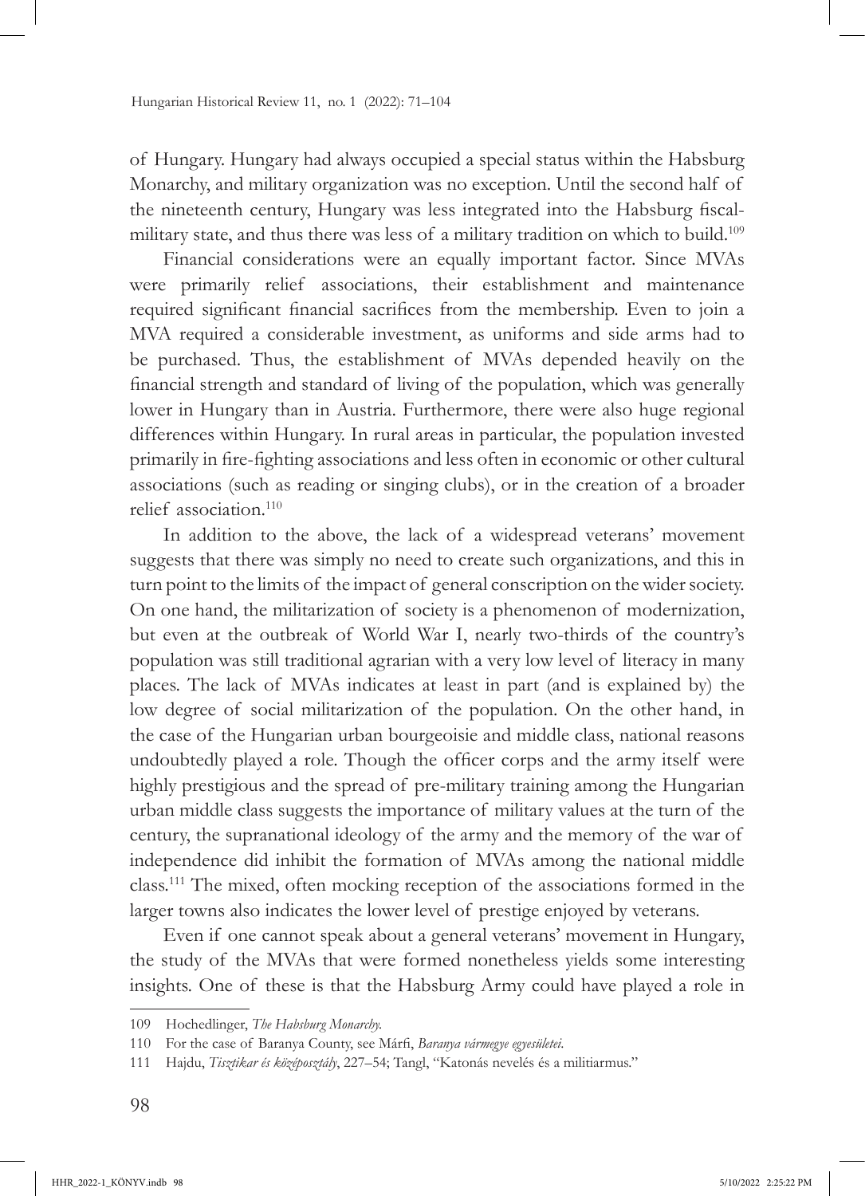of Hungary. Hungary had always occupied a special status within the Habsburg Monarchy, and military organization was no exception. Until the second half of the nineteenth century, Hungary was less integrated into the Habsburg fiscal-military state, and thus there was less of a military tradition on which to build.[109]

Financial considerations were an equally important factor. Since MVAs were primarily relief associations, their establishment and maintenance required significant financial sacrifices from the membership. Even to join a MVA required a considerable investment, as uniforms and side arms had to be purchased. Thus, the establishment of MVAs depended heavily on the financial strength and standard of living of the population, which was generally lower in Hungary than in Austria. Furthermore, there were also huge regional differences within Hungary. In rural areas in particular, the population invested primarily in fire-fighting associations and less often in economic or other cultural associations (such as reading or singing clubs), or in the creation of a broader relief association.[110]

In addition to the above, the lack of a widespread veterans' movement suggests that there was simply no need to create such organizations, and this in turn point to the limits of the impact of general conscription on the wider society. On one hand, the militarization of society is a phenomenon of modernization, but even at the outbreak of World War I, nearly two-thirds of the country's population was still traditional agrarian with a very low level of literacy in many places. The lack of MVAs indicates at least in part (and is explained by) the low degree of social militarization of the population. On the other hand, in the case of the Hungarian urban bourgeoisie and middle class, national reasons undoubtedly played a role. Though the officer corps and the army itself were highly prestigious and the spread of pre-military training among the Hungarian urban middle class suggests the importance of military values at the turn of the century, the supranational ideology of the army and the memory of the war of independence did inhibit the formation of MVAs among the national middle class.[111] The mixed, often mocking reception of the associations formed in the larger towns also indicates the lower level of prestige enjoyed by veterans.

Even if one cannot speak about a general veterans' movement in Hungary, the study of the MVAs that were formed nonetheless yields some interesting insights. One of these is that the Habsburg Army could have played a role in

---

109 Hochedlinger, *The Habsburg Monarchy*.

110 For the case of Baranya County, see Márfi, *Baranya vármegye egyesületei*.

111 Hajdu, *Tisztikar és középosztály*, 227–54; Tangl, "Katonás nevelés és a militiarmus."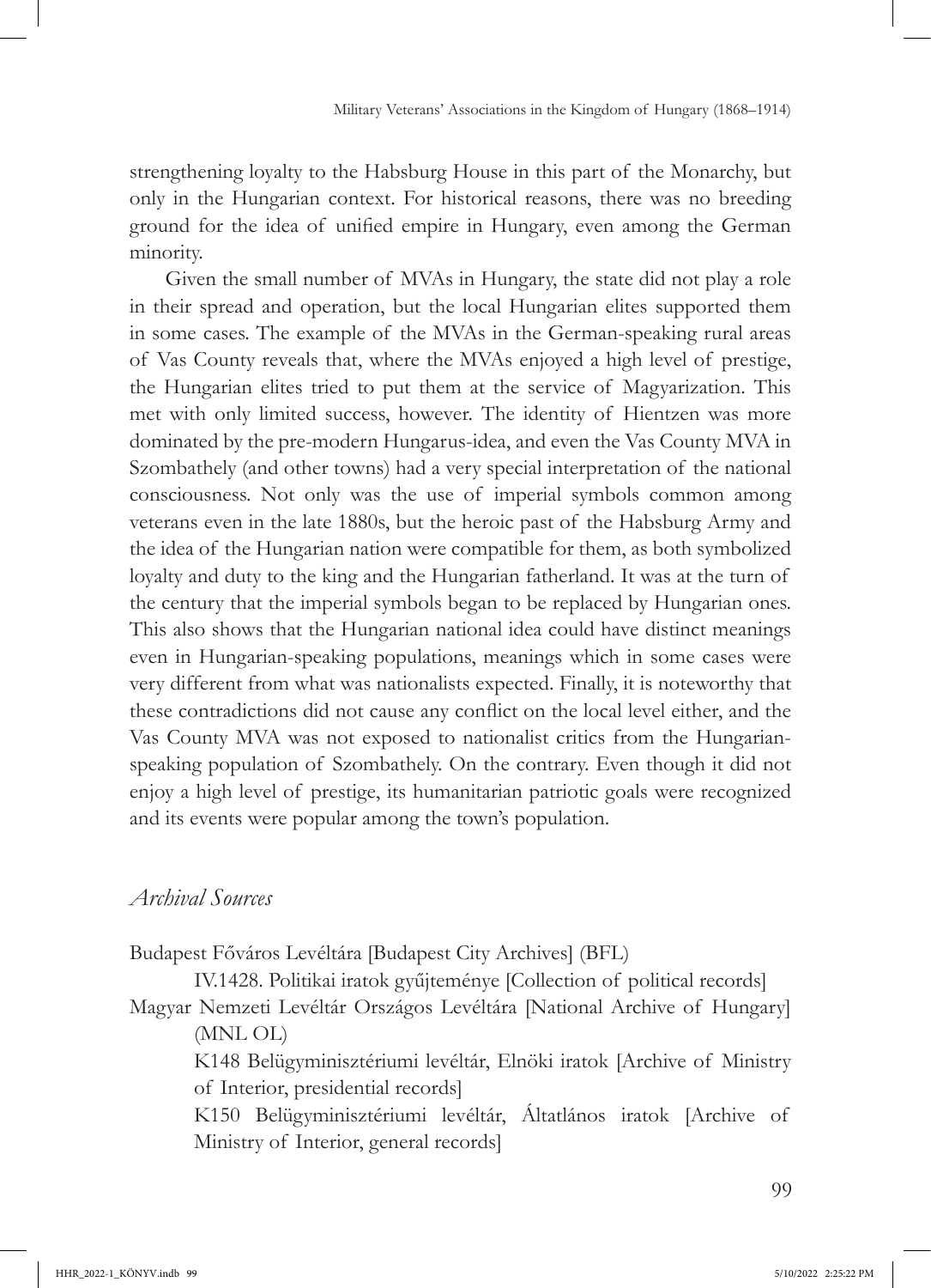strengthening loyalty to the Habsburg House in this part of the Monarchy, but only in the Hungarian context. For historical reasons, there was no breeding ground for the idea of unified empire in Hungary, even among the German minority.

Given the small number of MVAs in Hungary, the state did not play a role in their spread and operation, but the local Hungarian elites supported them in some cases. The example of the MVAs in the German-speaking rural areas of Vas County reveals that, where the MVAs enjoyed a high level of prestige, the Hungarian elites tried to put them at the service of Magyarization. This met with only limited success, however. The identity of Hientzen was more dominated by the pre-modern Hungarus-idea, and even the Vas County MVA in Szombathely (and other towns) had a very special interpretation of the national consciousness. Not only was the use of imperial symbols common among veterans even in the late 1880s, but the heroic past of the Habsburg Army and the idea of the Hungarian nation were compatible for them, as both symbolized loyalty and duty to the king and the Hungarian fatherland. It was at the turn of the century that the imperial symbols began to be replaced by Hungarian ones. This also shows that the Hungarian national idea could have distinct meanings even in Hungarian-speaking populations, meanings which in some cases were very different from what was nationalists expected. Finally, it is noteworthy that these contradictions did not cause any conflict on the local level either, and the Vas County MVA was not exposed to nationalist critics from the Hungarian-speaking population of Szombathely. On the contrary. Even though it did not enjoy a high level of prestige, its humanitarian patriotic goals were recognized and its events were popular among the town's population.

## *Archival Sources*

Budapest Főváros Levéltára [Budapest City Archives] (BFL)

IV.1428. Politikai iratok gyűjteménye [Collection of political records]

Magyar Nemzeti Levéltár Országos Levéltára [National Archive of Hungary] (MNL OL)

K148 Belügyminisztériumi levéltár, Elnöki iratok [Archive of Ministry of Interior, presidential records]

K150 Belügyminisztériumi levéltár, Áltatlános iratok [Archive of Ministry of Interior, general records]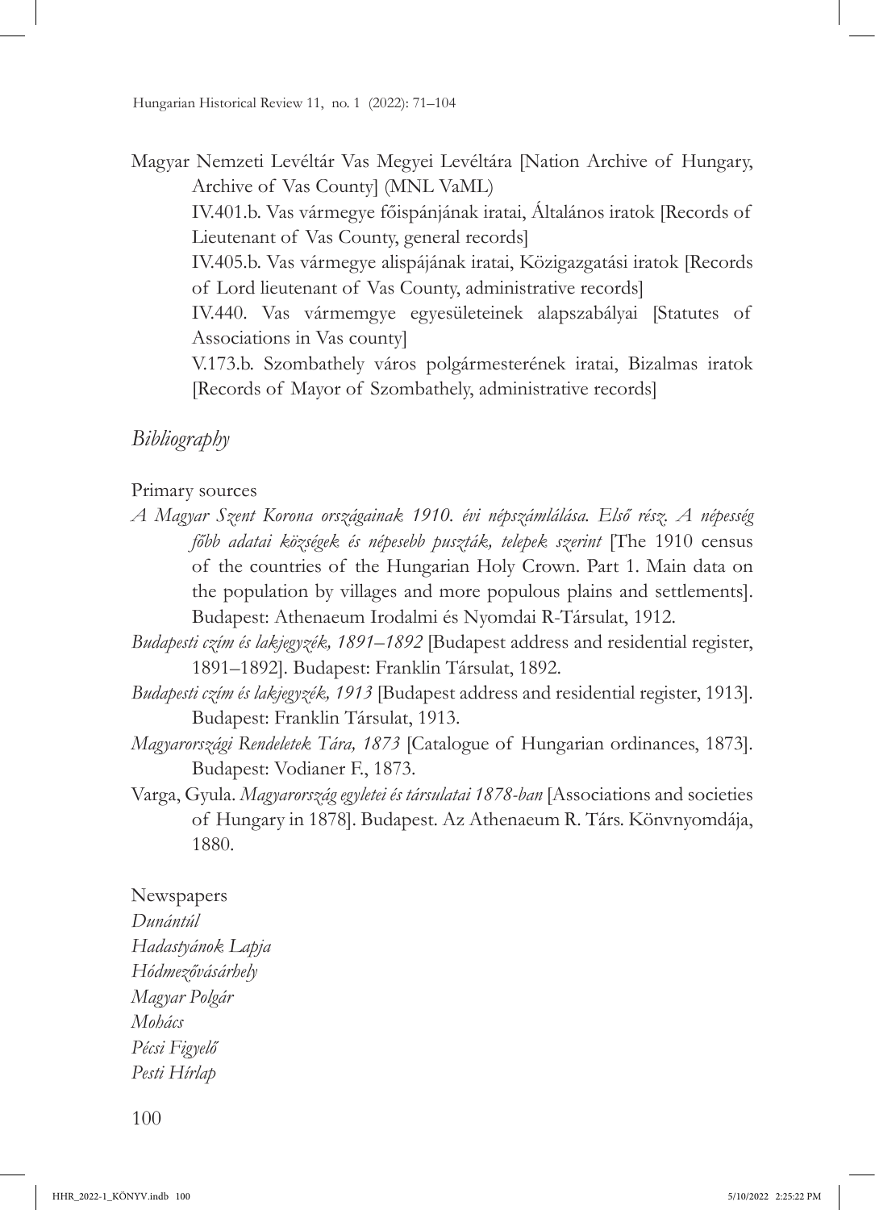Magyar Nemzeti Levéltár Vas Megyei Levéltára [Nation Archive of Hungary, Archive of Vas County] (MNL VaML)

IV.401.b. Vas vármegye főispánjának iratai, Általános iratok [Records of Lieutenant of Vas County, general records]

IV.405.b. Vas vármegye alispájának iratai, Közigazgatási iratok [Records of Lord lieutenant of Vas County, administrative records]

IV.440. Vas vármemgye egyesületeinek alapszabályai [Statutes of Associations in Vas county]

V.173.b. Szombathely város polgármesterének iratai, Bizalmas iratok [Records of Mayor of Szombathely, administrative records]

## *Bibliography*

Primary sources

*A Magyar Szent Korona országainak 1910. évi népszámlálása. Első rész. A népesség főbb adatai községek és népesebb puszták, telepek szerint* [The 1910 census of the countries of the Hungarian Holy Crown. Part 1. Main data on the population by villages and more populous plains and settlements]. Budapest: Athenaeum Irodalmi és Nyomdai R-Társulat, 1912.

*Budapesti czím és lakjegyzék, 1891–1892* [Budapest address and residential register, 1891–1892]. Budapest: Franklin Társulat, 1892.

*Budapesti czím és lakjegyzék, 1913* [Budapest address and residential register, 1913]. Budapest: Franklin Társulat, 1913.

*Magyarországi Rendeletek Tára, 1873* [Catalogue of Hungarian ordinances, 1873]. Budapest: Vodianer F., 1873.

Varga, Gyula. *Magyarország egyletei és társulatai 1878-ban* [Associations and societies of Hungary in 1878]. Budapest. Az Athenaeum R. Társ. Könvnyomdája, 1880.

Newspapers

*Dunántúl*

*Hadastyánok Lapja*

*Hódmezővásárhely*

*Magyar Polgár*

*Mohács*

*Pécsi Figyelő*

*Pesti Hírlap*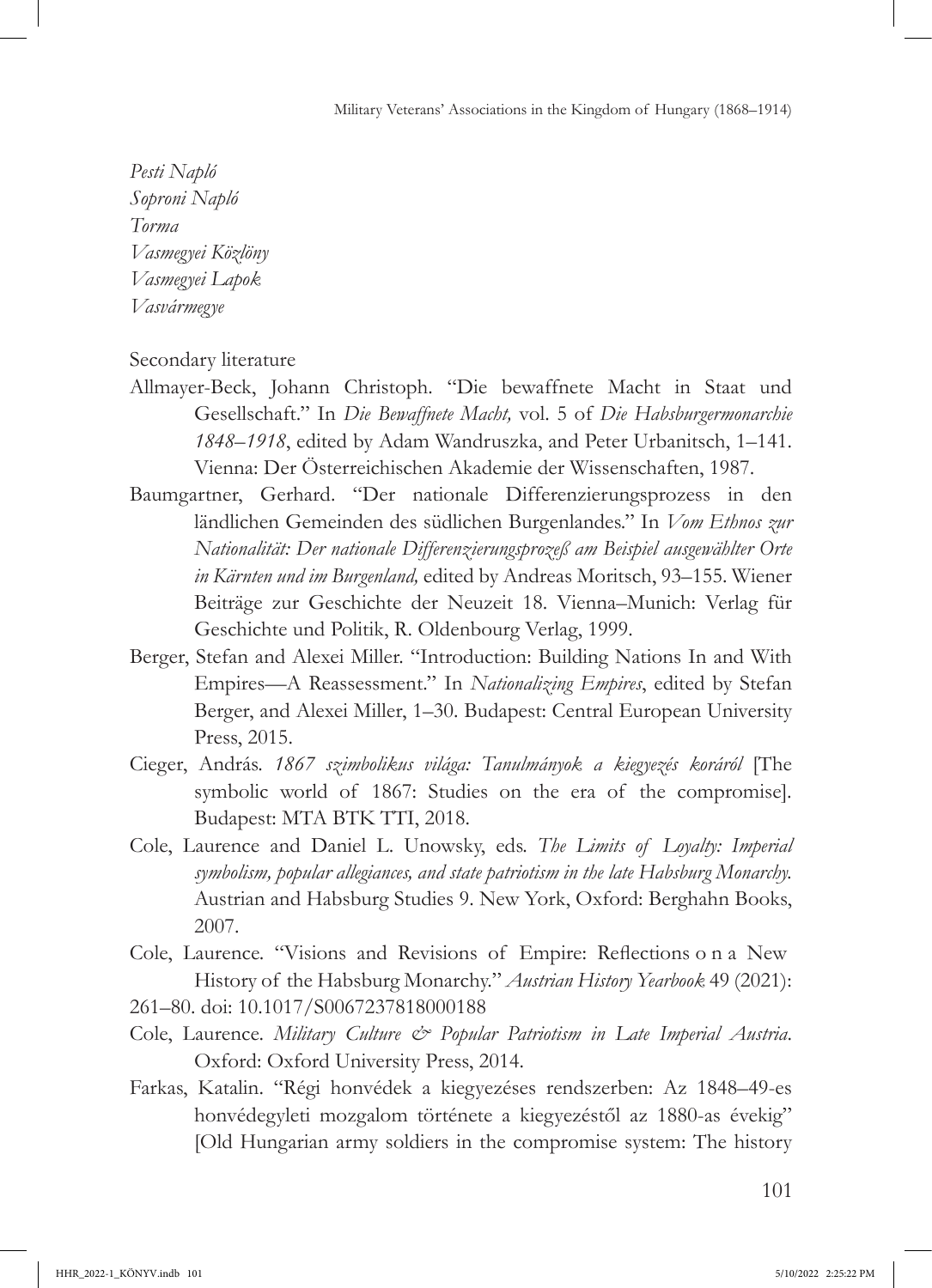*Pesti Napló*
*Soproni Napló*
*Torma*
*Vasmegyei Közlöny*
*Vasmegyei Lapok*
*Vasvármegye*

Secondary literature

Allmayer-Beck, Johann Christoph. "Die bewaffnete Macht in Staat und Gesellschaft." In *Die Bewaffnete Macht,* vol. 5 of *Die Habsburgermonarchie 1848–1918*, edited by Adam Wandruszka, and Peter Urbanitsch, 1–141. Vienna: Der Österreichischen Akademie der Wissenschaften, 1987.

Baumgartner, Gerhard. "Der nationale Differenzierungsprozess in den ländlichen Gemeinden des südlichen Burgenlandes." In *Vom Ethnos zur Nationalität: Der nationale Differenzierungsprozeß am Beispiel ausgewählter Orte in Kärnten und im Burgenland,* edited by Andreas Moritsch, 93–155. Wiener Beiträge zur Geschichte der Neuzeit 18. Vienna–Munich: Verlag für Geschichte und Politik, R. Oldenbourg Verlag, 1999.

Berger, Stefan and Alexei Miller. "Introduction: Building Nations In and With Empires—A Reassessment." In *Nationalizing Empires*, edited by Stefan Berger, and Alexei Miller, 1–30. Budapest: Central European University Press, 2015.

Cieger, András. *1867 szimbolikus világa: Tanulmányok a kiegyezés koráról* [The symbolic world of 1867: Studies on the era of the compromise]. Budapest: MTA BTK TTI, 2018.

Cole, Laurence and Daniel L. Unowsky, eds. *The Limits of Loyalty: Imperial symbolism, popular allegiances, and state patriotism in the late Habsburg Monarchy.* Austrian and Habsburg Studies 9. New York, Oxford: Berghahn Books, 2007.

Cole, Laurence. "Visions and Revisions of Empire: Reflections o n a New History of the Habsburg Monarchy." *Austrian History Yearbook* 49 (2021): 261–80. doi: 10.1017/S0067237818000188

Cole, Laurence. *Military Culture & Popular Patriotism in Late Imperial Austria*. Oxford: Oxford University Press, 2014.

Farkas, Katalin. "Régi honvédek a kiegyezéses rendszerben: Az 1848–49-es honvédegyleti mozgalom története a kiegyezéstől az 1880-as évekig" [Old Hungarian army soldiers in the compromise system: The history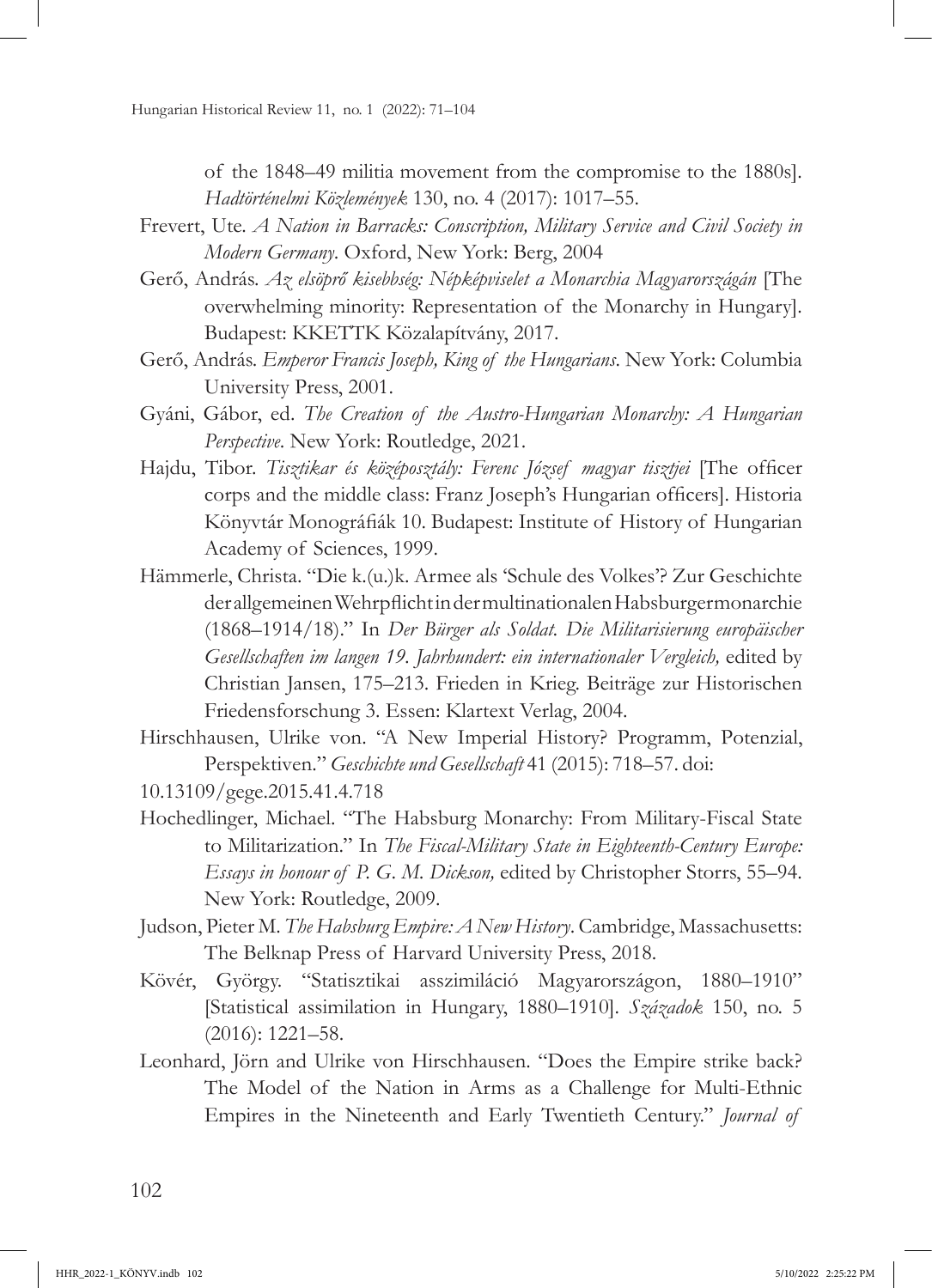of the 1848–49 militia movement from the compromise to the 1880s]. *Hadtörténelmi Közlemények* 130, no. 4 (2017): 1017–55.

Frevert, Ute. *A Nation in Barracks: Conscription, Military Service and Civil Society in Modern Germany*. Oxford, New York: Berg, 2004

Gerő, András. *Az elsöprő kisebbség: Népképviselet a Monarchia Magyarországán* [The overwhelming minority: Representation of the Monarchy in Hungary]. Budapest: KKETTK Közalapítvány, 2017.

Gerő, András. *Emperor Francis Joseph, King of the Hungarians*. New York: Columbia University Press, 2001.

Gyáni, Gábor, ed. *The Creation of the Austro-Hungarian Monarchy: A Hungarian Perspective*. New York: Routledge, 2021.

Hajdu, Tibor. *Tisztikar és középosztály: Ferenc József magyar tisztjei* [The officer corps and the middle class: Franz Joseph's Hungarian officers]. Historia Könyvtár Monográfiák 10. Budapest: Institute of History of Hungarian Academy of Sciences, 1999.

Hämmerle, Christa. "Die k.(u.)k. Armee als 'Schule des Volkes'? Zur Geschichte der allgemeinen Wehrpflicht in der multinationalen Habsburgermonarchie (1868–1914/18)." In *Der Bürger als Soldat. Die Militarisierung europäischer Gesellschaften im langen 19. Jahrhundert: ein internationaler Vergleich,* edited by Christian Jansen, 175–213. Frieden in Krieg. Beiträge zur Historischen Friedensforschung 3. Essen: Klartext Verlag, 2004.

Hirschhausen, Ulrike von. "A New Imperial History? Programm, Potenzial, Perspektiven." *Geschichte und Gesellschaft* 41 (2015): 718–57. doi: 10.13109/gege.2015.41.4.718

Hochedlinger, Michael. "The Habsburg Monarchy: From Military-Fiscal State to Militarization." In *The Fiscal-Military State in Eighteenth-Century Europe: Essays in honour of P. G. M. Dickson,* edited by Christopher Storrs, 55–94. New York: Routledge, 2009.

Judson, Pieter M. *The Habsburg Empire: A New History*. Cambridge, Massachusetts: The Belknap Press of Harvard University Press, 2018.

Kövér, György. "Statisztikai asszimiláció Magyarországon, 1880–1910" [Statistical assimilation in Hungary, 1880–1910]. *Századok* 150, no. 5 (2016): 1221–58.

Leonhard, Jörn and Ulrike von Hirschhausen. "Does the Empire strike back? The Model of the Nation in Arms as a Challenge for Multi-Ethnic Empires in the Nineteenth and Early Twentieth Century." *Journal of*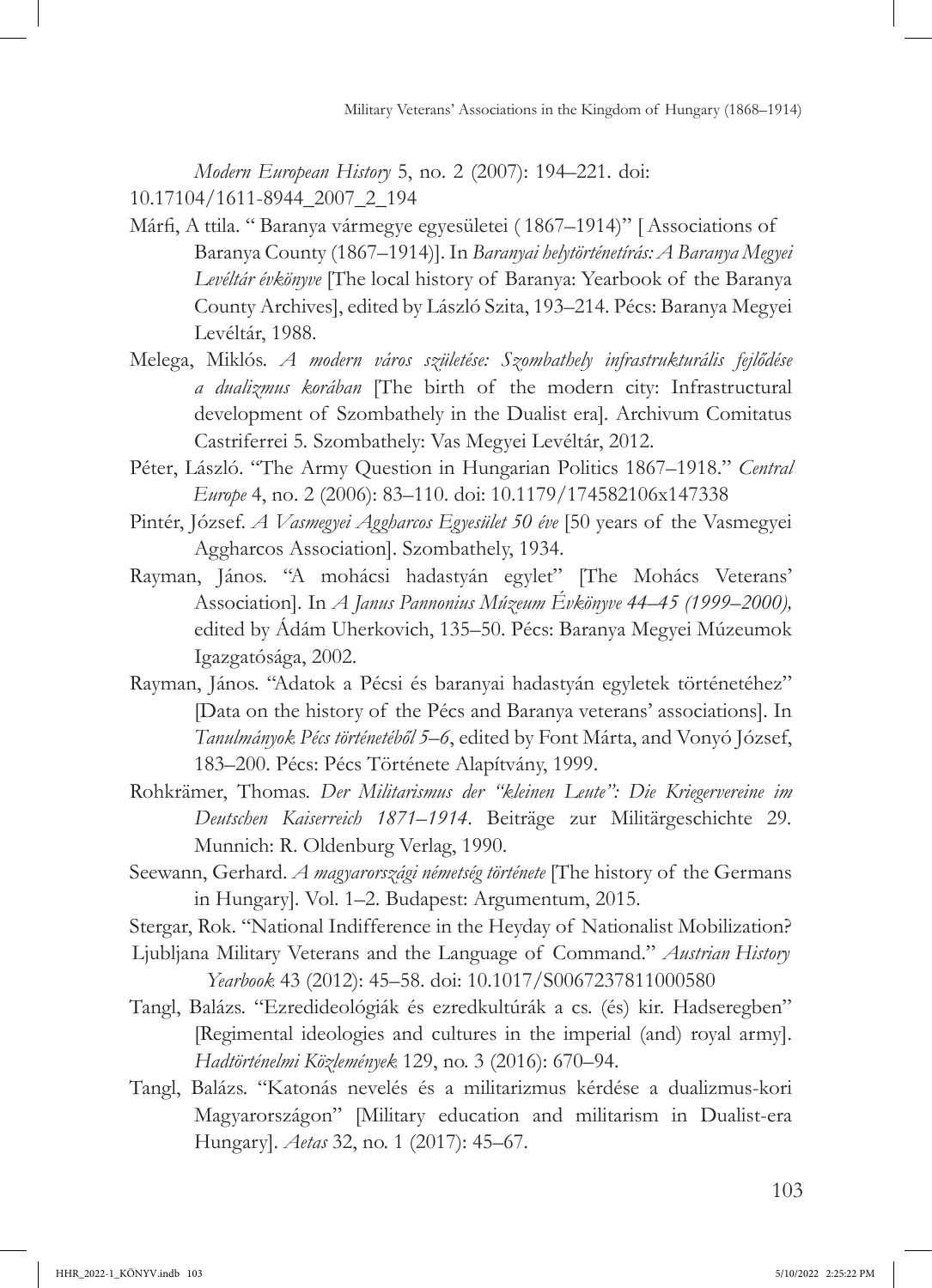*Modern European History* 5, no. 2 (2007): 194–221. doi: 10.17104/1611-8944_2007_2_194

Márfi, A ttila. " Baranya vármegye egyesületei ( 1867–1914)" [ Associations of Baranya County (1867–1914)]. In *Baranyai helytörténetírás: A Baranya Megyei Levéltár évkönyve* [The local history of Baranya: Yearbook of the Baranya County Archives], edited by László Szita, 193–214. Pécs: Baranya Megyei Levéltár, 1988.

Melega, Miklós. *A modern város születése: Szombathely infrastrukturális fejlődése a dualizmus korában* [The birth of the modern city: Infrastructural development of Szombathely in the Dualist era]. Archivum Comitatus Castriferrei 5. Szombathely: Vas Megyei Levéltár, 2012.

Péter, László. "The Army Question in Hungarian Politics 1867–1918." *Central Europe* 4, no. 2 (2006): 83–110. doi: 10.1179/174582106x147338

Pintér, József. *A Vasmegyei Aggharcos Egyesület 50 éve* [50 years of the Vasmegyei Aggharcos Association]. Szombathely, 1934.

Rayman, János. "A mohácsi hadastyán egylet" [The Mohács Veterans' Association]. In *A Janus Pannonius Múzeum Évkönyve 44–45 (1999–2000),* edited by Ádám Uherkovich, 135–50. Pécs: Baranya Megyei Múzeumok Igazgatósága, 2002.

Rayman, János. "Adatok a Pécsi és baranyai hadastyán egyletek történetéhez" [Data on the history of the Pécs and Baranya veterans' associations]. In *Tanulmányok Pécs történetéből 5–6*, edited by Font Márta, and Vonyó József, 183–200. Pécs: Pécs Története Alapítvány, 1999.

Rohkrämer, Thomas. *Der Militarismus der "kleinen Leute": Die Kriegervereine im Deutschen Kaiserreich 1871–1914*. Beiträge zur Militärgeschichte 29. Munnich: R. Oldenburg Verlag, 1990.

Seewann, Gerhard. *A magyarországi németség története* [The history of the Germans in Hungary]. Vol. 1–2. Budapest: Argumentum, 2015.

Stergar, Rok. "National Indifference in the Heyday of Nationalist Mobilization? Ljubljana Military Veterans and the Language of Command." *Austrian History Yearbook* 43 (2012): 45–58. doi: 10.1017/S0067237811000580

Tangl, Balázs. "Ezredideológiák és ezredkultúrák a cs. (és) kir. Hadseregben" [Regimental ideologies and cultures in the imperial (and) royal army]. *Hadtörténelmi Közlemények* 129, no. 3 (2016): 670–94.

Tangl, Balázs. "Katonás nevelés és a militarizmus kérdése a dualizmus-kori Magyarországon" [Military education and militarism in Dualist-era Hungary]. *Aetas* 32, no. 1 (2017): 45–67.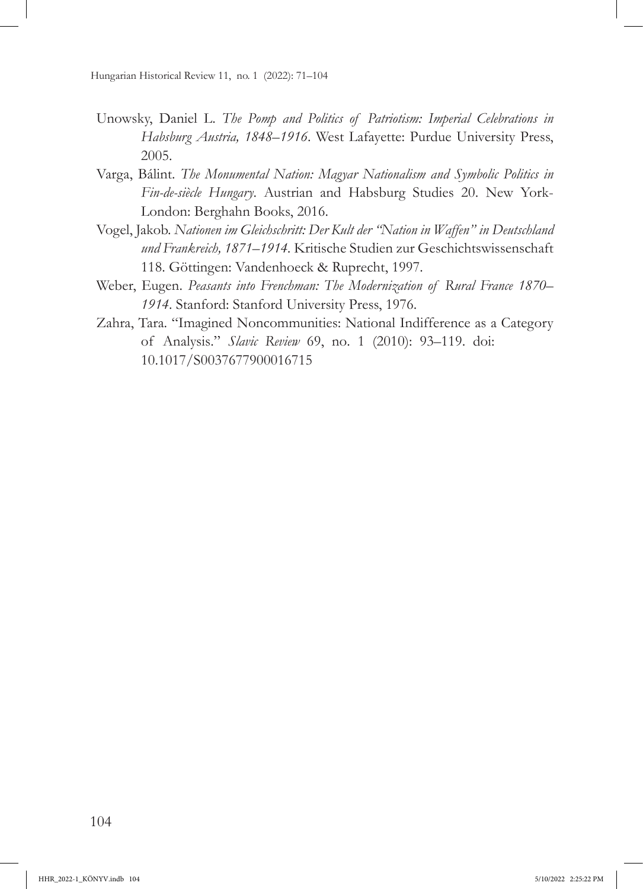Unowsky, Daniel L. *The Pomp and Politics of Patriotism: Imperial Celebrations in Habsburg Austria, 1848–1916*. West Lafayette: Purdue University Press, 2005.

Varga, Bálint. *The Monumental Nation: Magyar Nationalism and Symbolic Politics in Fin-de-siècle Hungary*. Austrian and Habsburg Studies 20. New York-London: Berghahn Books, 2016.

Vogel, Jakob. *Nationen im Gleichschritt: Der Kult der "Nation in Waffen" in Deutschland und Frankreich, 1871–1914*. Kritische Studien zur Geschichtswissenschaft 118. Göttingen: Vandenhoeck & Ruprecht, 1997.

Weber, Eugen. *Peasants into Frenchman: The Modernization of Rural France 1870–1914*. Stanford: Stanford University Press, 1976.

Zahra, Tara. "Imagined Noncommunities: National Indifference as a Category of Analysis." *Slavic Review* 69, no. 1 (2010): 93–119. doi: 10.1017/S0037677900016715